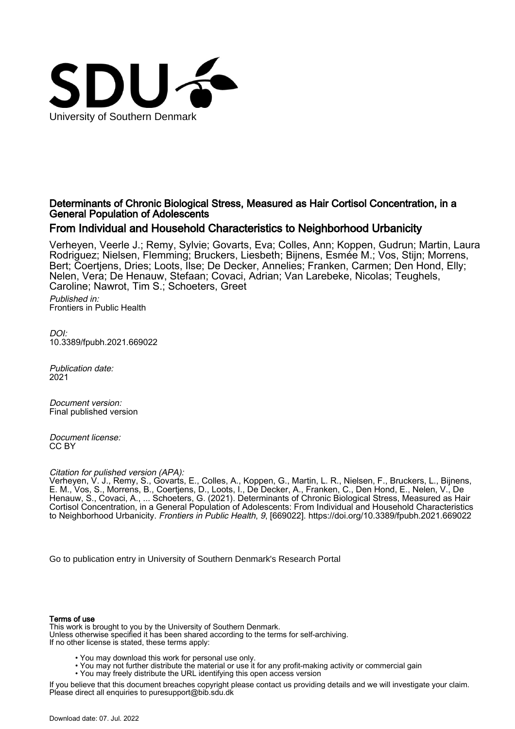University of Southern Denmark

# Determinants of Chronic Biological Stress, Measured as Hair Cortisol Concentration, in a General Population of Adolescents

## From Individual and Household Characteristics to Neighborhood Urbanicity

Verheyen, Veerle J.; Remy, Sylvie; Govarts, Eva; Colles, Ann; Koppen, Gudrun; Martin, Laura Rodriguez; Nielsen, Flemming; Bruckers, Liesbeth; Bijnens, Esmée M.; Vos, Stijn; Morrens, Bert; Coertjens, Dries; Loots, Ilse; De Decker, Annelies; Franken, Carmen; Den Hond, Elly; Nelen, Vera; De Henauw, Stefaan; Covaci, Adrian; Van Larebeke, Nicolas; Teughels, Caroline; Nawrot, Tim S.; Schoeters, Greet

*Published in:*
Frontiers in Public Health

*DOI:*
10.3389/fpubh.2021.669022

*Publication date:*
2021

*Document version:*
Final published version

*Document license:*
CC BY

*Citation for pulished version (APA):*
Verheyen, V. J., Remy, S., Govarts, E., Colles, A., Koppen, G., Martin, L. R., Nielsen, F., Bruckers, L., Bijnens, E. M., Vos, S., Morrens, B., Coertjens, D., Loots, I., De Decker, A., Franken, C., Den Hond, E., Nelen, V., De Henauw, S., Covaci, A., ... Schoeters, G. (2021). Determinants of Chronic Biological Stress, Measured as Hair Cortisol Concentration, in a General Population of Adolescents: From Individual and Household Characteristics to Neighborhood Urbanicity. *Frontiers in Public Health*, *9*, [669022]. https://doi.org/10.3389/fpubh.2021.669022

Go to publication entry in University of Southern Denmark's Research Portal

**Terms of use**
This work is brought to you by the University of Southern Denmark.
Unless otherwise specified it has been shared according to the terms for self-archiving.
If no other license is stated, these terms apply:

- You may download this work for personal use only.
- You may not further distribute the material or use it for any profit-making activity or commercial gain
- You may freely distribute the URL identifying this open access version

If you believe that this document breaches copyright please contact us providing details and we will investigate your claim.
Please direct all enquiries to puresupport@bib.sdu.dk

Download date: 07. Jul. 2022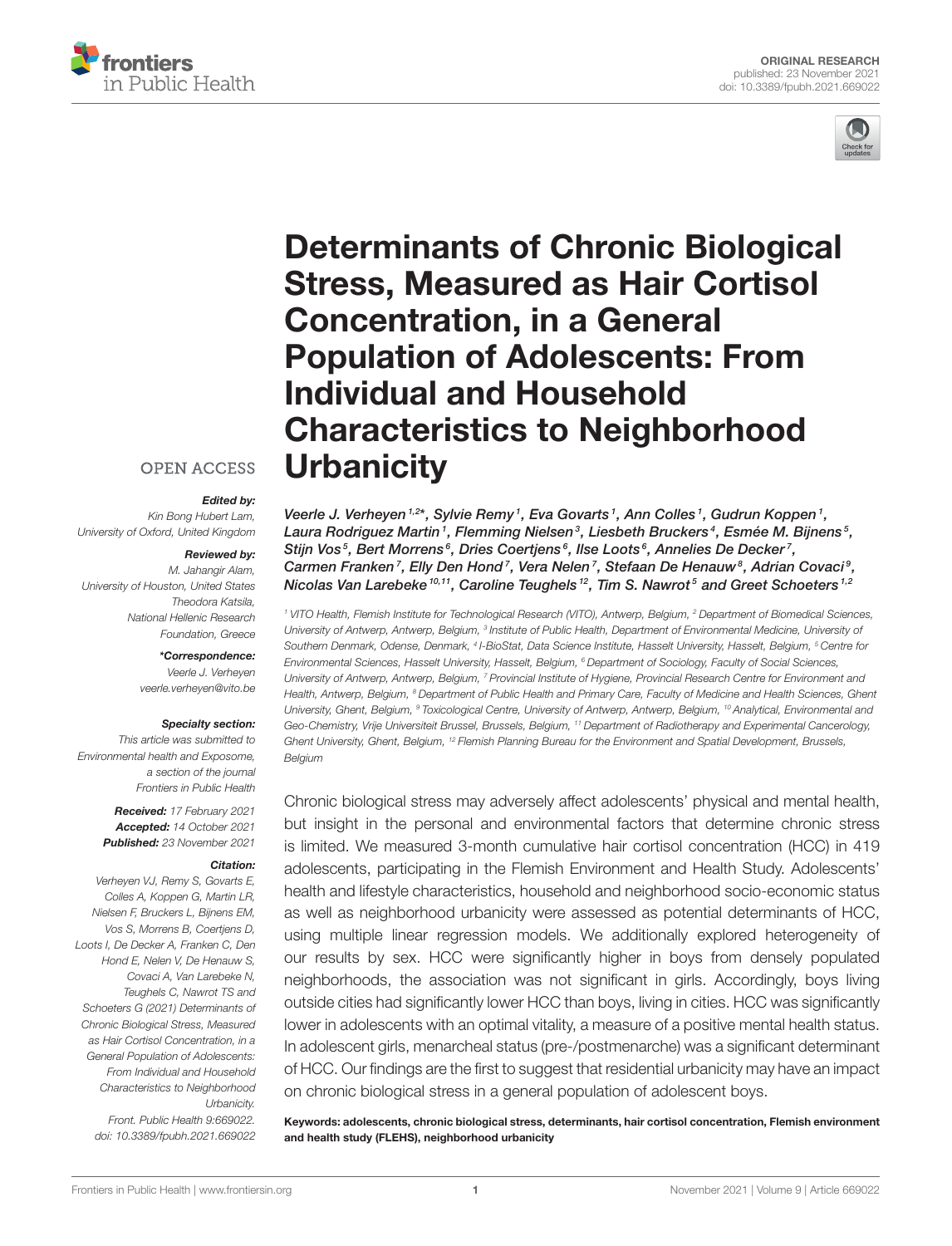ORIGINAL RESEARCH
published: 23 November 2021
doi: 10.3389/fpubh.2021.669022

# Determinants of Chronic Biological Stress, Measured as Hair Cortisol Concentration, in a General Population of Adolescents: From Individual and Household Characteristics to Neighborhood Urbanicity

OPEN ACCESS

***Edited by:***
Kin Bong Hubert Lam,
University of Oxford, United Kingdom

***Reviewed by:***
M. Jahangir Alam,
University of Houston, United States
Theodora Katsila,
National Hellenic Research Foundation, Greece

***\*Correspondence:***
Veerle J. Verheyen
veerle.verheyen@vito.be

***Specialty section:***
This article was submitted to Environmental health and Exposome, a section of the journal Frontiers in Public Health

***Received:*** 17 February 2021
***Accepted:*** 14 October 2021
***Published:*** 23 November 2021

***Citation:***
Verheyen VJ, Remy S, Govarts E, Colles A, Koppen G, Martin LR, Nielsen F, Bruckers L, Bijnens EM, Vos S, Morrens B, Coertjens D, Loots I, De Decker A, Franken C, Den Hond E, Nelen V, De Henauw S, Covaci A, Van Larebeke N, Teughels C, Nawrot TS and Schoeters G (2021) Determinants of Chronic Biological Stress, Measured as Hair Cortisol Concentration, in a General Population of Adolescents: From Individual and Household Characteristics to Neighborhood Urbanicity. Front. Public Health 9:669022. doi: 10.3389/fpubh.2021.669022

*Veerle J. Verheyen[1,2]\*, Sylvie Remy[1], Eva Govarts[1], Ann Colles[1], Gudrun Koppen[1], Laura Rodriguez Martin[1], Flemming Nielsen[3], Liesbeth Bruckers[4], Esmée M. Bijnens[5], Stijn Vos[5], Bert Morrens[6], Dries Coertjens[6], Ilse Loots[6], Annelies De Decker[7], Carmen Franken[7], Elly Den Hond[7], Vera Nelen[7], Stefaan De Henauw[8], Adrian Covaci[9], Nicolas Van Larebeke[10,11], Caroline Teughels[12], Tim S. Nawrot[5] and Greet Schoeters[1,2]*

[1] VITO Health, Flemish Institute for Technological Research (VITO), Antwerp, Belgium, [2] Department of Biomedical Sciences, University of Antwerp, Antwerp, Belgium, [3] Institute of Public Health, Department of Environmental Medicine, University of Southern Denmark, Odense, Denmark, [4] I-BioStat, Data Science Institute, Hasselt University, Hasselt, Belgium, [5] Centre for Environmental Sciences, Hasselt University, Hasselt, Belgium, [6] Department of Sociology, Faculty of Social Sciences, University of Antwerp, Antwerp, Belgium, [7] Provincial Institute of Hygiene, Provincial Research Centre for Environment and Health, Antwerp, Belgium, [8] Department of Public Health and Primary Care, Faculty of Medicine and Health Sciences, Ghent University, Ghent, Belgium, [9] Toxicological Centre, University of Antwerp, Antwerp, Belgium, [10] Analytical, Environmental and Geo-Chemistry, Vrije Universiteit Brussel, Brussels, Belgium, [11] Department of Radiotherapy and Experimental Cancerology, Ghent University, Ghent, Belgium, [12] Flemish Planning Bureau for the Environment and Spatial Development, Brussels, Belgium

Chronic biological stress may adversely affect adolescents' physical and mental health, but insight in the personal and environmental factors that determine chronic stress is limited. We measured 3-month cumulative hair cortisol concentration (HCC) in 419 adolescents, participating in the Flemish Environment and Health Study. Adolescents' health and lifestyle characteristics, household and neighborhood socio-economic status as well as neighborhood urbanicity were assessed as potential determinants of HCC, using multiple linear regression models. We additionally explored heterogeneity of our results by sex. HCC were significantly higher in boys from densely populated neighborhoods, the association was not significant in girls. Accordingly, boys living outside cities had significantly lower HCC than boys, living in cities. HCC was significantly lower in adolescents with an optimal vitality, a measure of a positive mental health status. In adolescent girls, menarcheal status (pre-/postmenarche) was a significant determinant of HCC. Our findings are the first to suggest that residential urbanicity may have an impact on chronic biological stress in a general population of adolescent boys.

**Keywords: adolescents, chronic biological stress, determinants, hair cortisol concentration, Flemish environment and health study (FLEHS), neighborhood urbanicity**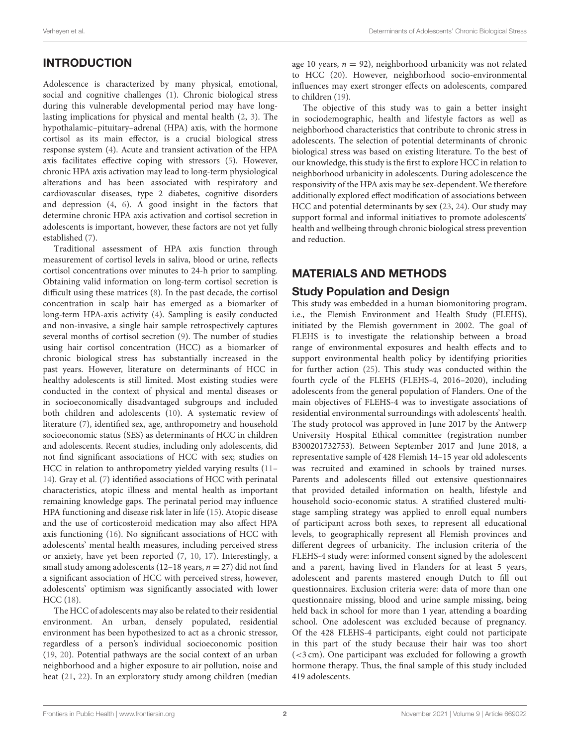## INTRODUCTION

Adolescence is characterized by many physical, emotional, social and cognitive challenges (1). Chronic biological stress during this vulnerable developmental period may have long-lasting implications for physical and mental health (2, 3). The hypothalamic–pituitary–adrenal (HPA) axis, with the hormone cortisol as its main effector, is a crucial biological stress response system (4). Acute and transient activation of the HPA axis facilitates effective coping with stressors (5). However, chronic HPA axis activation may lead to long-term physiological alterations and has been associated with respiratory and cardiovascular diseases, type 2 diabetes, cognitive disorders and depression (4, 6). A good insight in the factors that determine chronic HPA axis activation and cortisol secretion in adolescents is important, however, these factors are not yet fully established (7).

Traditional assessment of HPA axis function through measurement of cortisol levels in saliva, blood or urine, reflects cortisol concentrations over minutes to 24-h prior to sampling. Obtaining valid information on long-term cortisol secretion is difficult using these matrices (8). In the past decade, the cortisol concentration in scalp hair has emerged as a biomarker of long-term HPA-axis activity (4). Sampling is easily conducted and non-invasive, a single hair sample retrospectively captures several months of cortisol secretion (9). The number of studies using hair cortisol concentration (HCC) as a biomarker of chronic biological stress has substantially increased in the past years. However, literature on determinants of HCC in healthy adolescents is still limited. Most existing studies were conducted in the context of physical and mental diseases or in socioeconomically disadvantaged subgroups and included both children and adolescents (10). A systematic review of literature (7), identified sex, age, anthropometry and household socioeconomic status (SES) as determinants of HCC in children and adolescents. Recent studies, including only adolescents, did not find significant associations of HCC with sex; studies on HCC in relation to anthropometry yielded varying results (11–14). Gray et al. (7) identified associations of HCC with perinatal characteristics, atopic illness and mental health as important remaining knowledge gaps. The perinatal period may influence HPA functioning and disease risk later in life (15). Atopic disease and the use of corticosteroid medication may also affect HPA axis functioning (16). No significant associations of HCC with adolescents' mental health measures, including perceived stress or anxiety, have yet been reported (7, 10, 17). Interestingly, a small study among adolescents (12–18 years, $n = 27$) did not find a significant association of HCC with perceived stress, however, adolescents' optimism was significantly associated with lower HCC (18).

The HCC of adolescents may also be related to their residential environment. An urban, densely populated, residential environment has been hypothesized to act as a chronic stressor, regardless of a person's individual socioeconomic position (19, 20). Potential pathways are the social context of an urban neighborhood and a higher exposure to air pollution, noise and heat (21, 22). In an exploratory study among children (median age 10 years, $n = 92$), neighborhood urbanicity was not related to HCC (20). However, neighborhood socio-environmental influences may exert stronger effects on adolescents, compared to children (19).

The objective of this study was to gain a better insight in sociodemographic, health and lifestyle factors as well as neighborhood characteristics that contribute to chronic stress in adolescents. The selection of potential determinants of chronic biological stress was based on existing literature. To the best of our knowledge, this study is the first to explore HCC in relation to neighborhood urbanicity in adolescents. During adolescence the responsivity of the HPA axis may be sex-dependent. We therefore additionally explored effect modification of associations between HCC and potential determinants by sex (23, 24). Our study may support formal and informal initiatives to promote adolescents' health and wellbeing through chronic biological stress prevention and reduction.

## MATERIALS AND METHODS

### Study Population and Design

This study was embedded in a human biomonitoring program, i.e., the Flemish Environment and Health Study (FLEHS), initiated by the Flemish government in 2002. The goal of FLEHS is to investigate the relationship between a broad range of environmental exposures and health effects and to support environmental health policy by identifying priorities for further action (25). This study was conducted within the fourth cycle of the FLEHS (FLEHS-4, 2016–2020), including adolescents from the general population of Flanders. One of the main objectives of FLEHS-4 was to investigate associations of residential environmental surroundings with adolescents' health. The study protocol was approved in June 2017 by the Antwerp University Hospital Ethical committee (registration number B300201732753). Between September 2017 and June 2018, a representative sample of 428 Flemish 14–15 year old adolescents was recruited and examined in schools by trained nurses. Parents and adolescents filled out extensive questionnaires that provided detailed information on health, lifestyle and household socio-economic status. A stratified clustered multi-stage sampling strategy was applied to enroll equal numbers of participant across both sexes, to represent all educational levels, to geographically represent all Flemish provinces and different degrees of urbanicity. The inclusion criteria of the FLEHS-4 study were: informed consent signed by the adolescent and a parent, having lived in Flanders for at least 5 years, adolescent and parents mastered enough Dutch to fill out questionnaires. Exclusion criteria were: data of more than one questionnaire missing, blood and urine sample missing, being held back in school for more than 1 year, attending a boarding school. One adolescent was excluded because of pregnancy. Of the 428 FLEHS-4 participants, eight could not participate in this part of the study because their hair was too short (<3 cm). One participant was excluded for following a growth hormone therapy. Thus, the final sample of this study included 419 adolescents.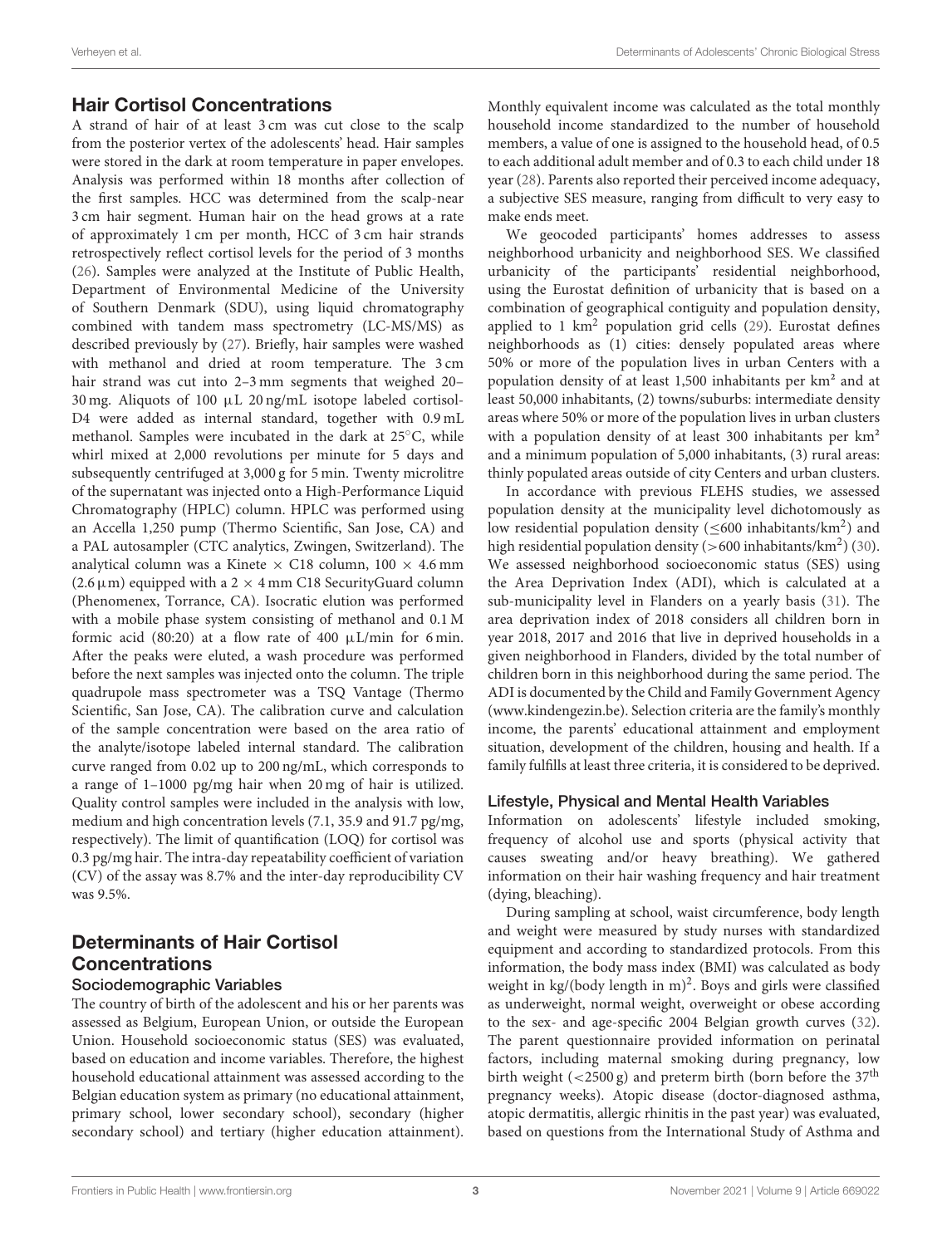## Hair Cortisol Concentrations

A strand of hair of at least 3 cm was cut close to the scalp from the posterior vertex of the adolescents' head. Hair samples were stored in the dark at room temperature in paper envelopes. Analysis was performed within 18 months after collection of the first samples. HCC was determined from the scalp-near 3 cm hair segment. Human hair on the head grows at a rate of approximately 1 cm per month, HCC of 3 cm hair strands retrospectively reflect cortisol levels for the period of 3 months (26). Samples were analyzed at the Institute of Public Health, Department of Environmental Medicine of the University of Southern Denmark (SDU), using liquid chromatography combined with tandem mass spectrometry (LC-MS/MS) as described previously by (27). Briefly, hair samples were washed with methanol and dried at room temperature. The 3 cm hair strand was cut into 2–3 mm segments that weighed 20–30 mg. Aliquots of 100 μL 20 ng/mL isotope labeled cortisol-D4 were added as internal standard, together with 0.9 mL methanol. Samples were incubated in the dark at 25°C, while whirl mixed at 2,000 revolutions per minute for 5 days and subsequently centrifuged at 3,000 g for 5 min. Twenty microlitre of the supernatant was injected onto a High-Performance Liquid Chromatography (HPLC) column. HPLC was performed using an Accella 1,250 pump (Thermo Scientific, San Jose, CA) and a PAL autosampler (CTC analytics, Zwingen, Switzerland). The analytical column was a Kinete × C18 column, 100 × 4.6 mm (2.6 μm) equipped with a 2 × 4 mm C18 SecurityGuard column (Phenomenex, Torrance, CA). Isocratic elution was performed with a mobile phase system consisting of methanol and 0.1 M formic acid (80:20) at a flow rate of 400 μL/min for 6 min. After the peaks were eluted, a wash procedure was performed before the next samples was injected onto the column. The triple quadrupole mass spectrometer was a TSQ Vantage (Thermo Scientific, San Jose, CA). The calibration curve and calculation of the sample concentration were based on the area ratio of the analyte/isotope labeled internal standard. The calibration curve ranged from 0.02 up to 200 ng/mL, which corresponds to a range of 1–1000 pg/mg hair when 20 mg of hair is utilized. Quality control samples were included in the analysis with low, medium and high concentration levels (7.1, 35.9 and 91.7 pg/mg, respectively). The limit of quantification (LOQ) for cortisol was 0.3 pg/mg hair. The intra-day repeatability coefficient of variation (CV) of the assay was 8.7% and the inter-day reproducibility CV was 9.5%.

## Determinants of Hair Cortisol Concentrations

### Sociodemographic Variables

The country of birth of the adolescent and his or her parents was assessed as Belgium, European Union, or outside the European Union. Household socioeconomic status (SES) was evaluated, based on education and income variables. Therefore, the highest household educational attainment was assessed according to the Belgian education system as primary (no educational attainment, primary school, lower secondary school), secondary (higher secondary school) and tertiary (higher education attainment). Monthly equivalent income was calculated as the total monthly household income standardized to the number of household members, a value of one is assigned to the household head, of 0.5 to each additional adult member and of 0.3 to each child under 18 year (28). Parents also reported their perceived income adequacy, a subjective SES measure, ranging from difficult to very easy to make ends meet.

We geocoded participants' homes addresses to assess neighborhood urbanicity and neighborhood SES. We classified urbanicity of the participants' residential neighborhood, using the Eurostat definition of urbanicity that is based on a combination of geographical contiguity and population density, applied to 1 km² population grid cells (29). Eurostat defines neighborhoods as (1) cities: densely populated areas where 50% or more of the population lives in urban Centers with a population density of at least 1,500 inhabitants per km² and at least 50,000 inhabitants, (2) towns/suburbs: intermediate density areas where 50% or more of the population lives in urban clusters with a population density of at least 300 inhabitants per km² and a minimum population of 5,000 inhabitants, (3) rural areas: thinly populated areas outside of city Centers and urban clusters.

In accordance with previous FLEHS studies, we assessed population density at the municipality level dichotomously as low residential population density ($\leq$600 inhabitants/km$^2$) and high residential population density ($>$600 inhabitants/km$^2$) (30). We assessed neighborhood socioeconomic status (SES) using the Area Deprivation Index (ADI), which is calculated at a sub-municipality level in Flanders on a yearly basis (31). The area deprivation index of 2018 considers all children born in year 2018, 2017 and 2016 that live in deprived households in a given neighborhood in Flanders, divided by the total number of children born in this neighborhood during the same period. The ADI is documented by the Child and Family Government Agency (www.kindengezin.be). Selection criteria are the family's monthly income, the parents' educational attainment and employment situation, development of the children, housing and health. If a family fulfills at least three criteria, it is considered to be deprived.

### Lifestyle, Physical and Mental Health Variables

Information on adolescents' lifestyle included smoking, frequency of alcohol use and sports (physical activity that causes sweating and/or heavy breathing). We gathered information on their hair washing frequency and hair treatment (dying, bleaching).

During sampling at school, waist circumference, body length and weight were measured by study nurses with standardized equipment and according to standardized protocols. From this information, the body mass index (BMI) was calculated as body weight in kg/(body length in m)$^2$. Boys and girls were classified as underweight, normal weight, overweight or obese according to the sex- and age-specific 2004 Belgian growth curves (32). The parent questionnaire provided information on perinatal factors, including maternal smoking during pregnancy, low birth weight ($<$2500 g) and preterm birth (born before the 37$^{th}$ pregnancy weeks). Atopic disease (doctor-diagnosed asthma, atopic dermatitis, allergic rhinitis in the past year) was evaluated, based on questions from the International Study of Asthma and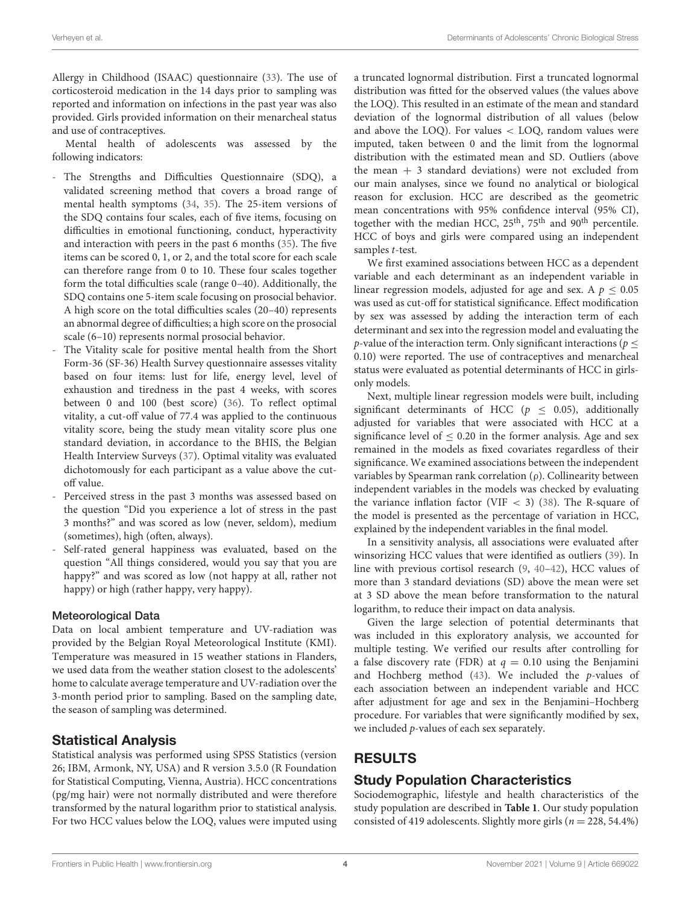Allergy in Childhood (ISAAC) questionnaire (33). The use of corticosteroid medication in the 14 days prior to sampling was reported and information on infections in the past year was also provided. Girls provided information on their menarcheal status and use of contraceptives.

Mental health of adolescents was assessed by the following indicators:

- The Strengths and Difficulties Questionnaire (SDQ), a validated screening method that covers a broad range of mental health symptoms (34, 35). The 25-item versions of the SDQ contains four scales, each of five items, focusing on difficulties in emotional functioning, conduct, hyperactivity and interaction with peers in the past 6 months (35). The five items can be scored 0, 1, or 2, and the total score for each scale can therefore range from 0 to 10. These four scales together form the total difficulties scale (range 0–40). Additionally, the SDQ contains one 5-item scale focusing on prosocial behavior. A high score on the total difficulties scales (20–40) represents an abnormal degree of difficulties; a high score on the prosocial scale (6–10) represents normal prosocial behavior.
- The Vitality scale for positive mental health from the Short Form-36 (SF-36) Health Survey questionnaire assesses vitality based on four items: lust for life, energy level, level of exhaustion and tiredness in the past 4 weeks, with scores between 0 and 100 (best score) (36). To reflect optimal vitality, a cut-off value of 77.4 was applied to the continuous vitality score, being the study mean vitality score plus one standard deviation, in accordance to the BHIS, the Belgian Health Interview Surveys (37). Optimal vitality was evaluated dichotomously for each participant as a value above the cut-off value.
- Perceived stress in the past 3 months was assessed based on the question "Did you experience a lot of stress in the past 3 months?" and was scored as low (never, seldom), medium (sometimes), high (often, always).
- Self-rated general happiness was evaluated, based on the question "All things considered, would you say that you are happy?" and was scored as low (not happy at all, rather not happy) or high (rather happy, very happy).

### Meteorological Data

Data on local ambient temperature and UV-radiation was provided by the Belgian Royal Meteorological Institute (KMI). Temperature was measured in 15 weather stations in Flanders, we used data from the weather station closest to the adolescents' home to calculate average temperature and UV-radiation over the 3-month period prior to sampling. Based on the sampling date, the season of sampling was determined.

## Statistical Analysis

Statistical analysis was performed using SPSS Statistics (version 26; IBM, Armonk, NY, USA) and R version 3.5.0 (R Foundation for Statistical Computing, Vienna, Austria). HCC concentrations (pg/mg hair) were not normally distributed and were therefore transformed by the natural logarithm prior to statistical analysis. For two HCC values below the LOQ, values were imputed using a truncated lognormal distribution. First a truncated lognormal distribution was fitted for the observed values (the values above the LOQ). This resulted in an estimate of the mean and standard deviation of the lognormal distribution of all values (below and above the LOQ). For values < LOQ, random values were imputed, taken between 0 and the limit from the lognormal distribution with the estimated mean and SD. Outliers (above the mean + 3 standard deviations) were not excluded from our main analyses, since we found no analytical or biological reason for exclusion. HCC are described as the geometric mean concentrations with 95% confidence interval (95% CI), together with the median HCC, 25th, 75th and 90th percentile. HCC of boys and girls were compared using an independent samples *t*-test.

We first examined associations between HCC as a dependent variable and each determinant as an independent variable in linear regression models, adjusted for age and sex. A $p \leq 0.05$ was used as cut-off for statistical significance. Effect modification by sex was assessed by adding the interaction term of each determinant and sex into the regression model and evaluating the *p*-value of the interaction term. Only significant interactions ($p \leq 0.10$) were reported. The use of contraceptives and menarcheal status were evaluated as potential determinants of HCC in girls-only models.

Next, multiple linear regression models were built, including significant determinants of HCC ($p \leq 0.05$), additionally adjusted for variables that were associated with HCC at a significance level of $\leq 0.20$ in the former analysis. Age and sex remained in the models as fixed covariates regardless of their significance. We examined associations between the independent variables by Spearman rank correlation ($\rho$). Collinearity between independent variables in the models was checked by evaluating the variance inflation factor (VIF < 3) (38). The R-square of the model is presented as the percentage of variation in HCC, explained by the independent variables in the final model.

In a sensitivity analysis, all associations were evaluated after winsorizing HCC values that were identified as outliers (39). In line with previous cortisol research (9, 40–42), HCC values of more than 3 standard deviations (SD) above the mean were set at 3 SD above the mean before transformation to the natural logarithm, to reduce their impact on data analysis.

Given the large selection of potential determinants that was included in this exploratory analysis, we accounted for multiple testing. We verified our results after controlling for a false discovery rate (FDR) at $q = 0.10$ using the Benjamini and Hochberg method (43). We included the *p*-values of each association between an independent variable and HCC after adjustment for age and sex in the Benjamini–Hochberg procedure. For variables that were significantly modified by sex, we included *p*-values of each sex separately.

# RESULTS

## Study Population Characteristics

Sociodemographic, lifestyle and health characteristics of the study population are described in **Table 1**. Our study population consisted of 419 adolescents. Slightly more girls ($n = 228$, 54.4%)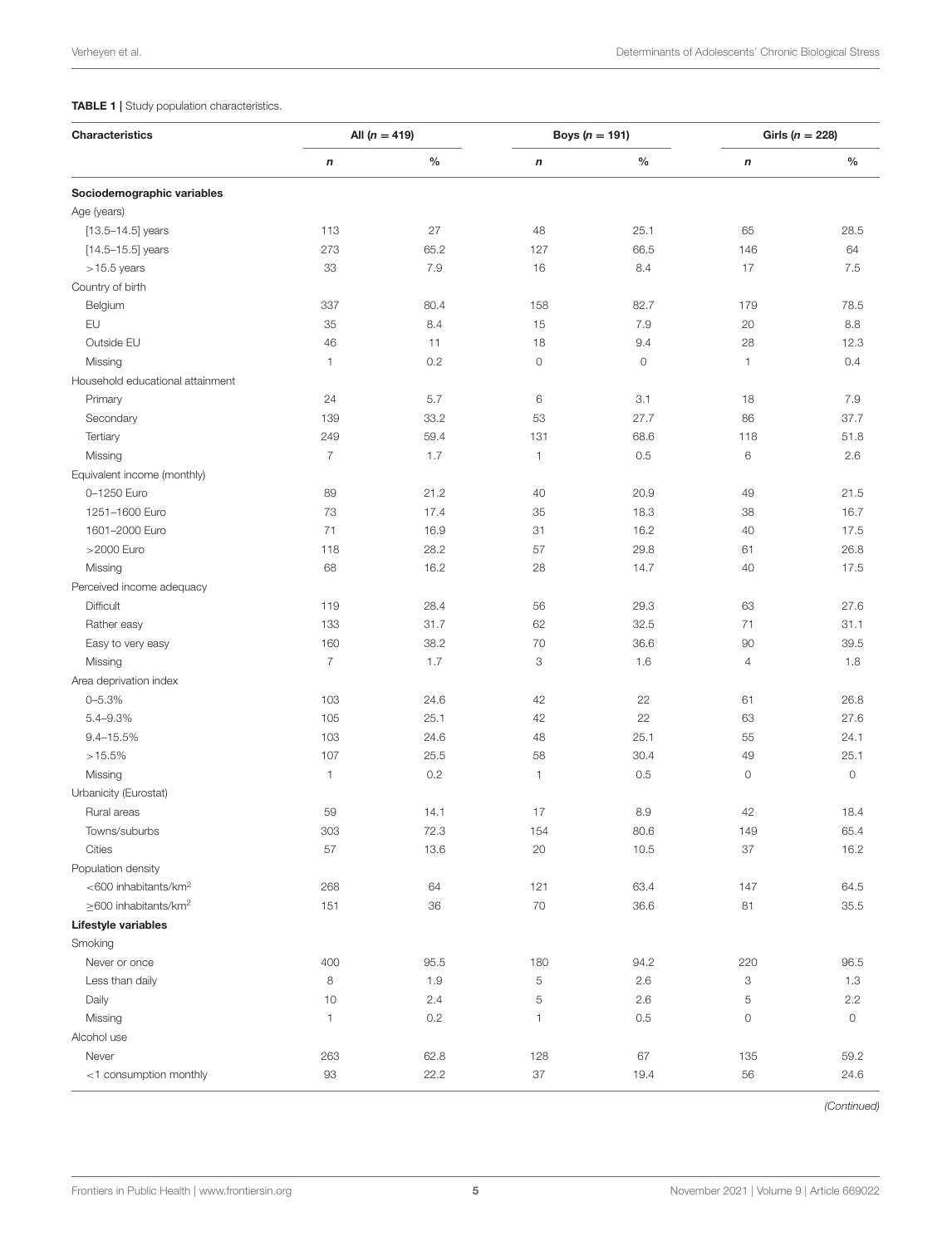**TABLE 1 |** Study population characteristics.

| Characteristics | All ($n = 419$) | | Boys ($n = 191$) | | Girls ($n = 228$) | |
|---|---|---|---|---|---|---|
| | *n* | % | *n* | % | *n* | % |
| **Sociodemographic variables** | | | | | | |
| Age (years) | | | | | | |
| [13.5–14.5] years | 113 | 27 | 48 | 25.1 | 65 | 28.5 |
| [14.5–15.5] years | 273 | 65.2 | 127 | 66.5 | 146 | 64 |
| >15.5 years | 33 | 7.9 | 16 | 8.4 | 17 | 7.5 |
| Country of birth | | | | | | |
| Belgium | 337 | 80.4 | 158 | 82.7 | 179 | 78.5 |
| EU | 35 | 8.4 | 15 | 7.9 | 20 | 8.8 |
| Outside EU | 46 | 11 | 18 | 9.4 | 28 | 12.3 |
| Missing | 1 | 0.2 | 0 | 0 | 1 | 0.4 |
| Household educational attainment | | | | | | |
| Primary | 24 | 5.7 | 6 | 3.1 | 18 | 7.9 |
| Secondary | 139 | 33.2 | 53 | 27.7 | 86 | 37.7 |
| Tertiary | 249 | 59.4 | 131 | 68.6 | 118 | 51.8 |
| Missing | 7 | 1.7 | 1 | 0.5 | 6 | 2.6 |
| Equivalent income (monthly) | | | | | | |
| 0–1250 Euro | 89 | 21.2 | 40 | 20.9 | 49 | 21.5 |
| 1251–1600 Euro | 73 | 17.4 | 35 | 18.3 | 38 | 16.7 |
| 1601–2000 Euro | 71 | 16.9 | 31 | 16.2 | 40 | 17.5 |
| >2000 Euro | 118 | 28.2 | 57 | 29.8 | 61 | 26.8 |
| Missing | 68 | 16.2 | 28 | 14.7 | 40 | 17.5 |
| Perceived income adequacy | | | | | | |
| Difficult | 119 | 28.4 | 56 | 29.3 | 63 | 27.6 |
| Rather easy | 133 | 31.7 | 62 | 32.5 | 71 | 31.1 |
| Easy to very easy | 160 | 38.2 | 70 | 36.6 | 90 | 39.5 |
| Missing | 7 | 1.7 | 3 | 1.6 | 4 | 1.8 |
| Area deprivation index | | | | | | |
| 0–5.3% | 103 | 24.6 | 42 | 22 | 61 | 26.8 |
| 5.4–9.3% | 105 | 25.1 | 42 | 22 | 63 | 27.6 |
| 9.4–15.5% | 103 | 24.6 | 48 | 25.1 | 55 | 24.1 |
| >15.5% | 107 | 25.5 | 58 | 30.4 | 49 | 25.1 |
| Missing | 1 | 0.2 | 1 | 0.5 | 0 | 0 |
| Urbanicity (Eurostat) | | | | | | |
| Rural areas | 59 | 14.1 | 17 | 8.9 | 42 | 18.4 |
| Towns/suburbs | 303 | 72.3 | 154 | 80.6 | 149 | 65.4 |
| Cities | 57 | 13.6 | 20 | 10.5 | 37 | 16.2 |
| Population density | | | | | | |
| <600 inhabitants/km$^2$ | 268 | 64 | 121 | 63.4 | 147 | 64.5 |
| ≥600 inhabitants/km$^2$ | 151 | 36 | 70 | 36.6 | 81 | 35.5 |
| **Lifestyle variables** | | | | | | |
| Smoking | | | | | | |
| Never or once | 400 | 95.5 | 180 | 94.2 | 220 | 96.5 |
| Less than daily | 8 | 1.9 | 5 | 2.6 | 3 | 1.3 |
| Daily | 10 | 2.4 | 5 | 2.6 | 5 | 2.2 |
| Missing | 1 | 0.2 | 1 | 0.5 | 0 | 0 |
| Alcohol use | | | | | | |
| Never | 263 | 62.8 | 128 | 67 | 135 | 59.2 |
| <1 consumption monthly | 93 | 22.2 | 37 | 19.4 | 56 | 24.6 |

*(Continued)*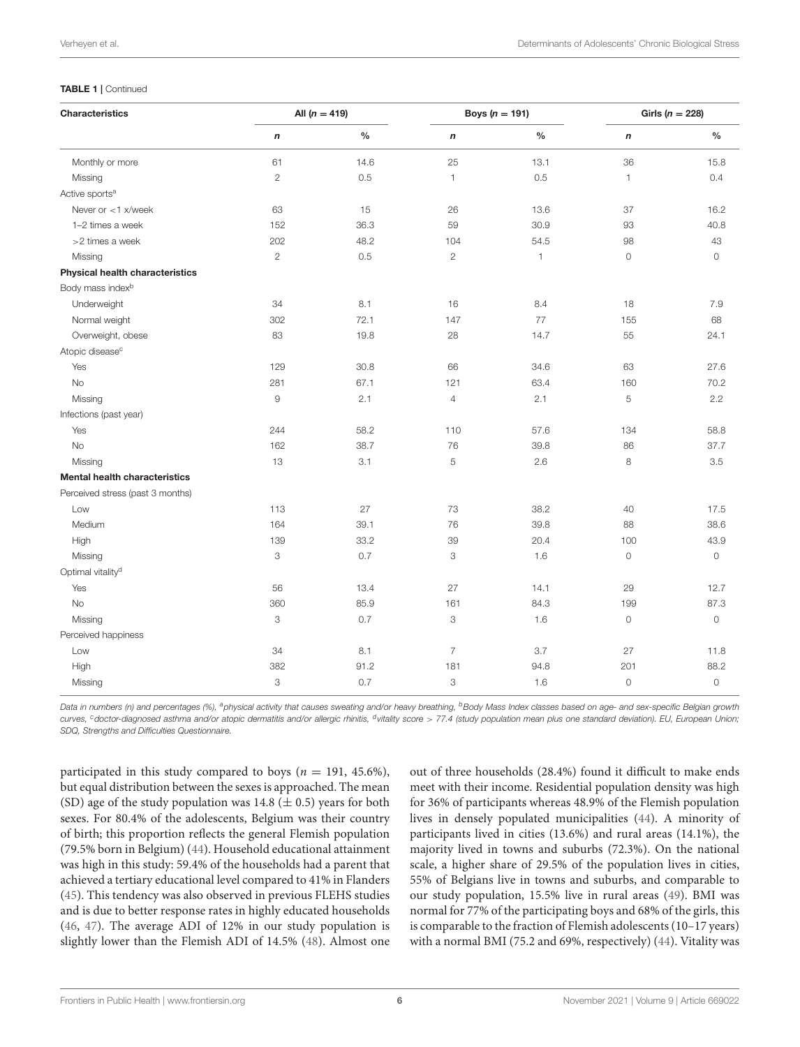**TABLE 1 |** Continued

| Characteristics | All (n = 419) | | Boys (n = 191) | | Girls (n = 228) | |
|---|---|---|---|---|---|---|
| | n | % | n | % | n | % |
| Monthly or more | 61 | 14.6 | 25 | 13.1 | 36 | 15.8 |
| Missing | 2 | 0.5 | 1 | 0.5 | 1 | 0.4 |
| Active sports[a] | | | | | | |
| Never or <1 x/week | 63 | 15 | 26 | 13.6 | 37 | 16.2 |
| 1–2 times a week | 152 | 36.3 | 59 | 30.9 | 93 | 40.8 |
| >2 times a week | 202 | 48.2 | 104 | 54.5 | 98 | 43 |
| Missing | 2 | 0.5 | 2 | 1 | 0 | 0 |
| **Physical health characteristics** | | | | | | |
| Body mass index[b] | | | | | | |
| Underweight | 34 | 8.1 | 16 | 8.4 | 18 | 7.9 |
| Normal weight | 302 | 72.1 | 147 | 77 | 155 | 68 |
| Overweight, obese | 83 | 19.8 | 28 | 14.7 | 55 | 24.1 |
| Atopic disease[c] | | | | | | |
| Yes | 129 | 30.8 | 66 | 34.6 | 63 | 27.6 |
| No | 281 | 67.1 | 121 | 63.4 | 160 | 70.2 |
| Missing | 9 | 2.1 | 4 | 2.1 | 5 | 2.2 |
| Infections (past year) | | | | | | |
| Yes | 244 | 58.2 | 110 | 57.6 | 134 | 58.8 |
| No | 162 | 38.7 | 76 | 39.8 | 86 | 37.7 |
| Missing | 13 | 3.1 | 5 | 2.6 | 8 | 3.5 |
| **Mental health characteristics** | | | | | | |
| Perceived stress (past 3 months) | | | | | | |
| Low | 113 | 27 | 73 | 38.2 | 40 | 17.5 |
| Medium | 164 | 39.1 | 76 | 39.8 | 88 | 38.6 |
| High | 139 | 33.2 | 39 | 20.4 | 100 | 43.9 |
| Missing | 3 | 0.7 | 3 | 1.6 | 0 | 0 |
| Optimal vitality[d] | | | | | | |
| Yes | 56 | 13.4 | 27 | 14.1 | 29 | 12.7 |
| No | 360 | 85.9 | 161 | 84.3 | 199 | 87.3 |
| Missing | 3 | 0.7 | 3 | 1.6 | 0 | 0 |
| Perceived happiness | | | | | | |
| Low | 34 | 8.1 | 7 | 3.7 | 27 | 11.8 |
| High | 382 | 91.2 | 181 | 94.8 | 201 | 88.2 |
| Missing | 3 | 0.7 | 3 | 1.6 | 0 | 0 |

*Data in numbers (n) and percentages (%), [a]physical activity that causes sweating and/or heavy breathing, [b]Body Mass Index classes based on age- and sex-specific Belgian growth curves, [c]doctor-diagnosed asthma and/or atopic dermatitis and/or allergic rhinitis, [d]vitality score > 77.4 (study population mean plus one standard deviation). EU, European Union; SDQ, Strengths and Difficulties Questionnaire.*

participated in this study compared to boys ($n$ = 191, 45.6%), but equal distribution between the sexes is approached. The mean (SD) age of the study population was 14.8 (± 0.5) years for both sexes. For 80.4% of the adolescents, Belgium was their country of birth; this proportion reflects the general Flemish population (79.5% born in Belgium) (44). Household educational attainment was high in this study: 59.4% of the households had a parent that achieved a tertiary educational level compared to 41% in Flanders (45). This tendency was also observed in previous FLEHS studies and is due to better response rates in highly educated households (46, 47). The average ADI of 12% in our study population is slightly lower than the Flemish ADI of 14.5% (48). Almost one out of three households (28.4%) found it difficult to make ends meet with their income. Residential population density was high for 36% of participants whereas 48.9% of the Flemish population lives in densely populated municipalities (44). A minority of participants lived in cities (13.6%) and rural areas (14.1%), the majority lived in towns and suburbs (72.3%). On the national scale, a higher share of 29.5% of the population lives in cities, 55% of Belgians live in towns and suburbs, and comparable to our study population, 15.5% live in rural areas (49). BMI was normal for 77% of the participating boys and 68% of the girls, this is comparable to the fraction of Flemish adolescents (10–17 years) with a normal BMI (75.2 and 69%, respectively) (44). Vitality was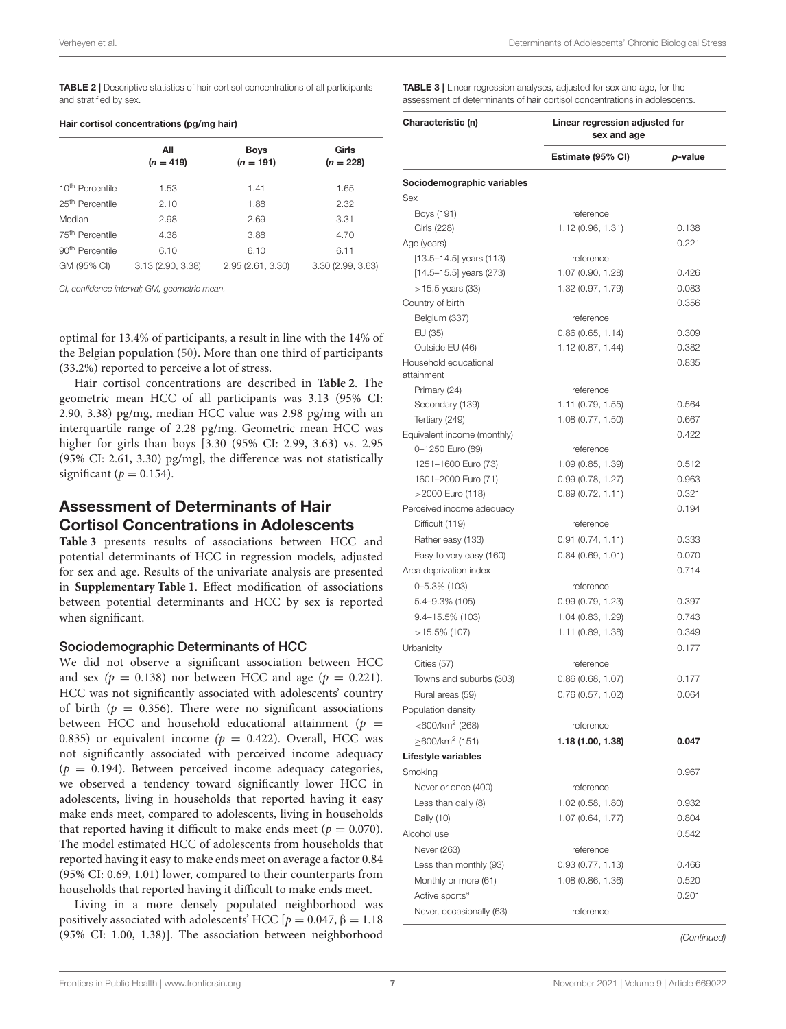**TABLE 2 |** Descriptive statistics of hair cortisol concentrations of all participants and stratified by sex.

| Hair cortisol concentrations (pg/mg hair) | | | |
|---|---|---|---|
| | All ($n = 419$) | Boys ($n = 191$) | Girls ($n = 228$) |
| 10[th] Percentile | 1.53 | 1.41 | 1.65 |
| 25[th] Percentile | 2.10 | 1.88 | 2.32 |
| Median | 2.98 | 2.69 | 3.31 |
| 75[th] Percentile | 4.38 | 3.88 | 4.70 |
| 90[th] Percentile | 6.10 | 6.10 | 6.11 |
| GM (95% CI) | 3.13 (2.90, 3.38) | 2.95 (2.61, 3.30) | 3.30 (2.99, 3.63) |

*CI, confidence interval; GM, geometric mean.*

optimal for 13.4% of participants, a result in line with the 14% of the Belgian population (50). More than one third of participants (33.2%) reported to perceive a lot of stress.

Hair cortisol concentrations are described in **Table 2**. The geometric mean HCC of all participants was 3.13 (95% CI: 2.90, 3.38) pg/mg, median HCC value was 2.98 pg/mg with an interquartile range of 2.28 pg/mg. Geometric mean HCC was higher for girls than boys [3.30 (95% CI: 2.99, 3.63) vs. 2.95 (95% CI: 2.61, 3.30) pg/mg], the difference was not statistically significant ($p = 0.154$).

## Assessment of Determinants of Hair Cortisol Concentrations in Adolescents

**Table 3** presents results of associations between HCC and potential determinants of HCC in regression models, adjusted for sex and age. Results of the univariate analysis are presented in **Supplementary Table 1**. Effect modification of associations between potential determinants and HCC by sex is reported when significant.

### Sociodemographic Determinants of HCC

We did not observe a significant association between HCC and sex ($p = 0.138$) nor between HCC and age ($p = 0.221$). HCC was not significantly associated with adolescents' country of birth ($p = 0.356$). There were no significant associations between HCC and household educational attainment ($p = 0.835$) or equivalent income ($p = 0.422$). Overall, HCC was not significantly associated with perceived income adequacy ($p = 0.194$). Between perceived income adequacy categories, we observed a tendency toward significantly lower HCC in adolescents, living in households that reported having it easy make ends meet, compared to adolescents, living in households that reported having it difficult to make ends meet ($p = 0.070$). The model estimated HCC of adolescents from households that reported having it easy to make ends meet on average a factor 0.84 (95% CI: 0.69, 1.01) lower, compared to their counterparts from households that reported having it difficult to make ends meet.

Living in a more densely populated neighborhood was positively associated with adolescents' HCC [$p = 0.047$, $\beta = 1.18$ (95% CI: 1.00, 1.38)]. The association between neighborhood

**TABLE 3 |** Linear regression analyses, adjusted for sex and age, for the assessment of determinants of hair cortisol concentrations in adolescents.

| Characteristic (n) | Linear regression adjusted for sex and age | |
|---|---|---|
| | Estimate (95% CI) | *p*-value |
| **Sociodemographic variables** | | |
| Sex | | |
| Boys (191) | reference | |
| Girls (228) | 1.12 (0.96, 1.31) | 0.138 |
| Age (years) | | 0.221 |
| [13.5–14.5] years (113) | reference | |
| [14.5–15.5] years (273) | 1.07 (0.90, 1.28) | 0.426 |
| >15.5 years (33) | 1.32 (0.97, 1.79) | 0.083 |
| Country of birth | | 0.356 |
| Belgium (337) | reference | |
| EU (35) | 0.86 (0.65, 1.14) | 0.309 |
| Outside EU (46) | 1.12 (0.87, 1.44) | 0.382 |
| Household educational attainment | | 0.835 |
| Primary (24) | reference | |
| Secondary (139) | 1.11 (0.79, 1.55) | 0.564 |
| Tertiary (249) | 1.08 (0.77, 1.50) | 0.667 |
| Equivalent income (monthly) | | 0.422 |
| 0–1250 Euro (89) | reference | |
| 1251–1600 Euro (73) | 1.09 (0.85, 1.39) | 0.512 |
| 1601–2000 Euro (71) | 0.99 (0.78, 1.27) | 0.963 |
| >2000 Euro (118) | 0.89 (0.72, 1.11) | 0.321 |
| Perceived income adequacy | | 0.194 |
| Difficult (119) | reference | |
| Rather easy (133) | 0.91 (0.74, 1.11) | 0.333 |
| Easy to very easy (160) | 0.84 (0.69, 1.01) | 0.070 |
| Area deprivation index | | 0.714 |
| 0–5.3% (103) | reference | |
| 5.4–9.3% (105) | 0.99 (0.79, 1.23) | 0.397 |
| 9.4–15.5% (103) | 1.04 (0.83, 1.29) | 0.743 |
| >15.5% (107) | 1.11 (0.89, 1.38) | 0.349 |
| Urbanicity | | 0.177 |
| Cities (57) | reference | |
| Towns and suburbs (303) | 0.86 (0.68, 1.07) | 0.177 |
| Rural areas (59) | 0.76 (0.57, 1.02) | 0.064 |
| Population density | | |
| <600/km$^2$ (268) | reference | |
| ≥600/km$^2$ (151) | **1.18 (1.00, 1.38)** | **0.047** |
| **Lifestyle variables** | | |
| Smoking | | 0.967 |
| Never or once (400) | reference | |
| Less than daily (8) | 1.02 (0.58, 1.80) | 0.932 |
| Daily (10) | 1.07 (0.64, 1.77) | 0.804 |
| Alcohol use | | 0.542 |
| Never (263) | reference | |
| Less than monthly (93) | 0.93 (0.77, 1.13) | 0.466 |
| Monthly or more (61) | 1.08 (0.86, 1.36) | 0.520 |
| Active sports[a] | | 0.201 |
| Never, occasionally (63) | reference | |

*(Continued)*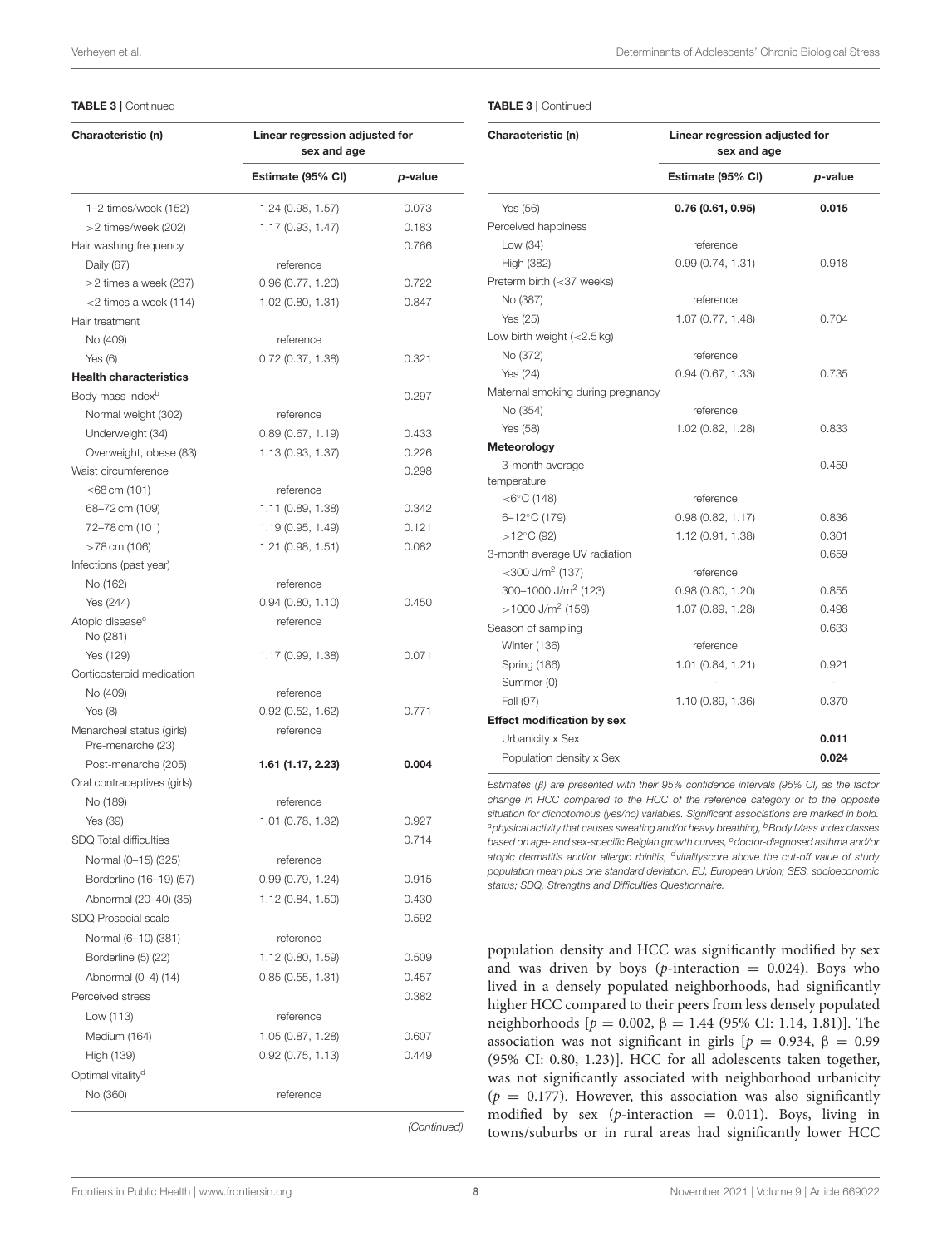**TABLE 3 |** Continued

| Characteristic (n) | Linear regression adjusted for sex and age | |
|---|---|---|
| | Estimate (95% CI) | p-value |
| 1–2 times/week (152) | 1.24 (0.98, 1.57) | 0.073 |
| >2 times/week (202) | 1.17 (0.93, 1.47) | 0.183 |
| Hair washing frequency | | 0.766 |
| Daily (67) | reference | |
| ≥2 times a week (237) | 0.96 (0.77, 1.20) | 0.722 |
| <2 times a week (114) | 1.02 (0.80, 1.31) | 0.847 |
| Hair treatment | | |
| No (409) | reference | |
| Yes (6) | 0.72 (0.37, 1.38) | 0.321 |
| **Health characteristics** | | |
| Body mass Index[b] | | 0.297 |
| Normal weight (302) | reference | |
| Underweight (34) | 0.89 (0.67, 1.19) | 0.433 |
| Overweight, obese (83) | 1.13 (0.93, 1.37) | 0.226 |
| Waist circumference | | 0.298 |
| ≤68 cm (101) | reference | |
| 68–72 cm (109) | 1.11 (0.89, 1.38) | 0.342 |
| 72–78 cm (101) | 1.19 (0.95, 1.49) | 0.121 |
| >78 cm (106) | 1.21 (0.98, 1.51) | 0.082 |
| Infections (past year) | | |
| No (162) | reference | |
| Yes (244) | 0.94 (0.80, 1.10) | 0.450 |
| Atopic disease[c] No (281) | reference | |
| Yes (129) | 1.17 (0.99, 1.38) | 0.071 |
| Corticosteroid medication | | |
| No (409) | reference | |
| Yes (8) | 0.92 (0.52, 1.62) | 0.771 |
| Menarcheal status (girls) Pre-menarche (23) | reference | |
| Post-menarche (205) | **1.61 (1.17, 2.23)** | **0.004** |
| Oral contraceptives (girls) | | |
| No (189) | reference | |
| Yes (39) | 1.01 (0.78, 1.32) | 0.927 |
| SDQ Total difficulties | | 0.714 |
| Normal (0–15) (325) | reference | |
| Borderline (16–19) (57) | 0.99 (0.79, 1.24) | 0.915 |
| Abnormal (20–40) (35) | 1.12 (0.84, 1.50) | 0.430 |
| SDQ Prosocial scale | | 0.592 |
| Normal (6–10) (381) | reference | |
| Borderline (5) (22) | 1.12 (0.80, 1.59) | 0.509 |
| Abnormal (0–4) (14) | 0.85 (0.55, 1.31) | 0.457 |
| Perceived stress | | 0.382 |
| Low (113) | reference | |
| Medium (164) | 1.05 (0.87, 1.28) | 0.607 |
| High (139) | 0.92 (0.75, 1.13) | 0.449 |
| Optimal vitality[d] | | |
| No (360) | reference | |
| Yes (56) | **0.76 (0.61, 0.95)** | **0.015** |
| Perceived happiness | | |
| Low (34) | reference | |
| High (382) | 0.99 (0.74, 1.31) | 0.918 |
| Preterm birth (<37 weeks) | | |
| No (387) | reference | |
| Yes (25) | 1.07 (0.77, 1.48) | 0.704 |
| Low birth weight (<2.5 kg) | | |
| No (372) | reference | |
| Yes (24) | 0.94 (0.67, 1.33) | 0.735 |
| Maternal smoking during pregnancy | | |
| No (354) | reference | |
| Yes (58) | 1.02 (0.82, 1.28) | 0.833 |
| **Meteorology** | | |
| 3-month average temperature | | 0.459 |
| <6°C (148) | reference | |
| 6–12°C (179) | 0.98 (0.82, 1.17) | 0.836 |
| >12°C (92) | 1.12 (0.91, 1.38) | 0.301 |
| 3-month average UV radiation | | 0.659 |
| <300 J/m² (137) | reference | |
| 300–1000 J/m² (123) | 0.98 (0.80, 1.20) | 0.855 |
| >1000 J/m² (159) | 1.07 (0.89, 1.28) | 0.498 |
| Season of sampling | | 0.633 |
| Winter (136) | reference | |
| Spring (186) | 1.01 (0.84, 1.21) | 0.921 |
| Summer (0) | - | - |
| Fall (97) | 1.10 (0.89, 1.36) | 0.370 |
| **Effect modification by sex** | | |
| Urbanicity x Sex | | **0.011** |
| Population density x Sex | | **0.024** |

*Estimates (β) are presented with their 95% confidence intervals (95% CI) as the factor change in HCC compared to the HCC of the reference category or to the opposite situation for dichotomous (yes/no) variables. Significant associations are marked in bold. [a]physical activity that causes sweating and/or heavy breathing, [b]Body Mass Index classes based on age- and sex-specific Belgian growth curves, [c]doctor-diagnosed asthma and/or atopic dermatitis and/or allergic rhinitis, [d]vitalityscore above the cut-off value of study population mean plus one standard deviation. EU, European Union; SES, socioeconomic status; SDQ, Strengths and Difficulties Questionnaire.*

population density and HCC was significantly modified by sex and was driven by boys ($p$-interaction = 0.024). Boys who lived in a densely populated neighborhoods, had significantly higher HCC compared to their peers from less densely populated neighborhoods [$p = 0.002$, $\beta = 1.44$ (95% CI: 1.14, 1.81)]. The association was not significant in girls [$p = 0.934$, $\beta = 0.99$ (95% CI: 0.80, 1.23)]. HCC for all adolescents taken together, was not significantly associated with neighborhood urbanicity ($p = 0.177$). However, this association was also significantly modified by sex ($p$-interaction = 0.011). Boys, living in towns/suburbs or in rural areas had significantly lower HCC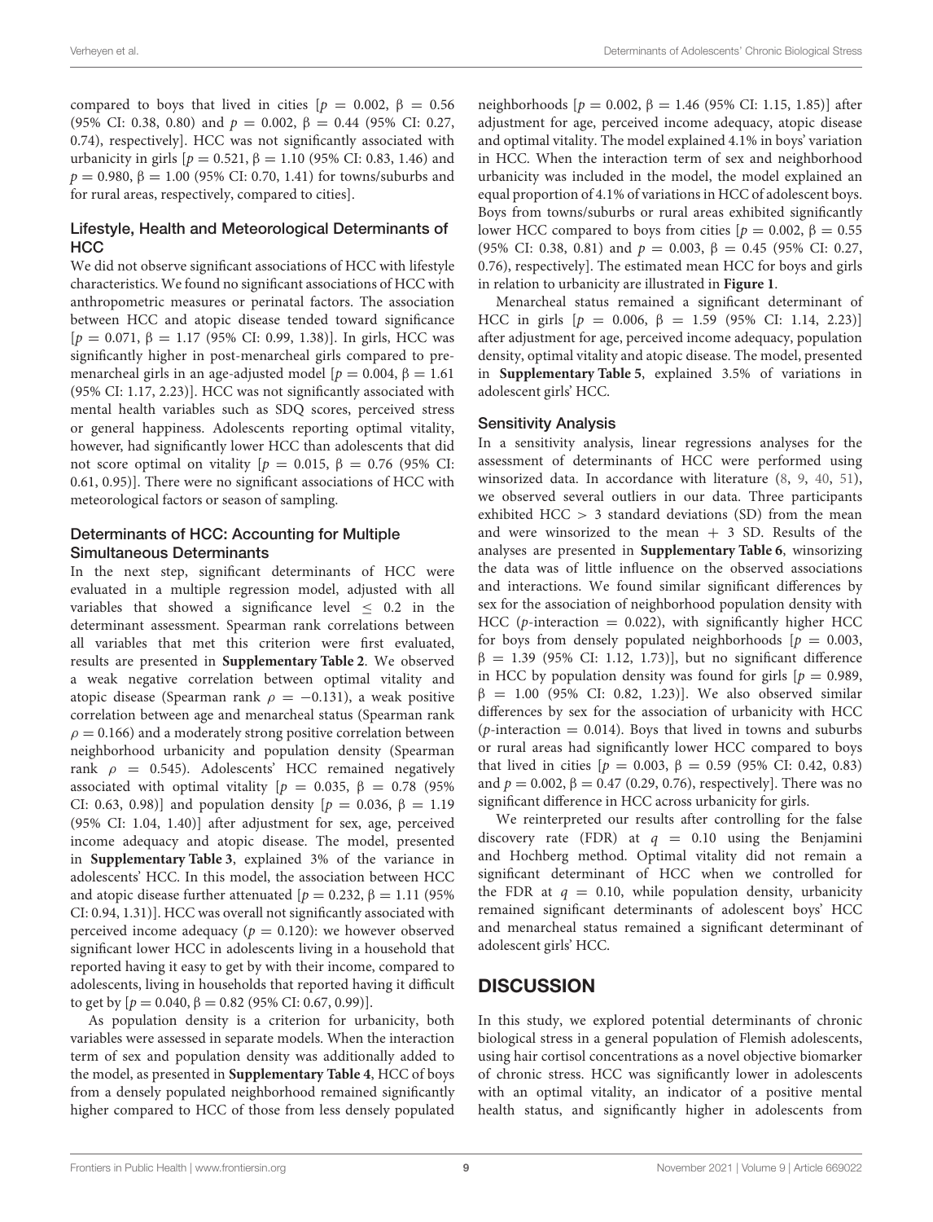compared to boys that lived in cities [$p = 0.002$, $\beta = 0.56$ (95% CI: 0.38, 0.80) and $p = 0.002$, $\beta = 0.44$ (95% CI: 0.27, 0.74), respectively]. HCC was not significantly associated with urbanicity in girls [$p = 0.521$, $\beta = 1.10$ (95% CI: 0.83, 1.46) and $p = 0.980$, $\beta = 1.00$ (95% CI: 0.70, 1.41) for towns/suburbs and for rural areas, respectively, compared to cities].

### Lifestyle, Health and Meteorological Determinants of HCC

We did not observe significant associations of HCC with lifestyle characteristics. We found no significant associations of HCC with anthropometric measures or perinatal factors. The association between HCC and atopic disease tended toward significance [$p = 0.071$, $\beta = 1.17$ (95% CI: 0.99, 1.38)]. In girls, HCC was significantly higher in post-menarcheal girls compared to pre-menarcheal girls in an age-adjusted model [$p = 0.004$, $\beta = 1.61$ (95% CI: 1.17, 2.23)]. HCC was not significantly associated with mental health variables such as SDQ scores, perceived stress or general happiness. Adolescents reporting optimal vitality, however, had significantly lower HCC than adolescents that did not score optimal on vitality [$p = 0.015$, $\beta = 0.76$ (95% CI: 0.61, 0.95)]. There were no significant associations of HCC with meteorological factors or season of sampling.

### Determinants of HCC: Accounting for Multiple Simultaneous Determinants

In the next step, significant determinants of HCC were evaluated in a multiple regression model, adjusted with all variables that showed a significance level $\leq$ 0.2 in the determinant assessment. Spearman rank correlations between all variables that met this criterion were first evaluated, results are presented in **Supplementary Table 2**. We observed a weak negative correlation between optimal vitality and atopic disease (Spearman rank $\rho = -0.131$), a weak positive correlation between age and menarcheal status (Spearman rank $\rho = 0.166$) and a moderately strong positive correlation between neighborhood urbanicity and population density (Spearman rank $\rho = 0.545$). Adolescents' HCC remained negatively associated with optimal vitality [$p = 0.035$, $\beta = 0.78$ (95% CI: 0.63, 0.98)] and population density [$p = 0.036$, $\beta = 1.19$ (95% CI: 1.04, 1.40)] after adjustment for sex, age, perceived income adequacy and atopic disease. The model, presented in **Supplementary Table 3**, explained 3% of the variance in adolescents' HCC. In this model, the association between HCC and atopic disease further attenuated [$p = 0.232$, $\beta = 1.11$ (95% CI: 0.94, 1.31)]. HCC was overall not significantly associated with perceived income adequacy ($p = 0.120$): we however observed significant lower HCC in adolescents living in a household that reported having it easy to get by with their income, compared to adolescents, living in households that reported having it difficult to get by [$p = 0.040$, $\beta = 0.82$ (95% CI: 0.67, 0.99)].

As population density is a criterion for urbanicity, both variables were assessed in separate models. When the interaction term of sex and population density was additionally added to the model, as presented in **Supplementary Table 4**, HCC of boys from a densely populated neighborhood remained significantly higher compared to HCC of those from less densely populated neighborhoods [$p = 0.002$, $\beta = 1.46$ (95% CI: 1.15, 1.85)] after adjustment for age, perceived income adequacy, atopic disease and optimal vitality. The model explained 4.1% in boys' variation in HCC. When the interaction term of sex and neighborhood urbanicity was included in the model, the model explained an equal proportion of 4.1% of variations in HCC of adolescent boys. Boys from towns/suburbs or rural areas exhibited significantly lower HCC compared to boys from cities [$p = 0.002$, $\beta = 0.55$ (95% CI: 0.38, 0.81) and $p = 0.003$, $\beta = 0.45$ (95% CI: 0.27, 0.76), respectively]. The estimated mean HCC for boys and girls in relation to urbanicity are illustrated in **Figure 1**.

Menarcheal status remained a significant determinant of HCC in girls [$p = 0.006$, $\beta = 1.59$ (95% CI: 1.14, 2.23)] after adjustment for age, perceived income adequacy, population density, optimal vitality and atopic disease. The model, presented in **Supplementary Table 5**, explained 3.5% of variations in adolescent girls' HCC.

### Sensitivity Analysis

In a sensitivity analysis, linear regressions analyses for the assessment of determinants of HCC were performed using winsorized data. In accordance with literature (8, 9, 40, 51), we observed several outliers in our data. Three participants exhibited HCC > 3 standard deviations (SD) from the mean and were winsorized to the mean + 3 SD. Results of the analyses are presented in **Supplementary Table 6**, winsorizing the data was of little influence on the observed associations and interactions. We found similar significant differences by sex for the association of neighborhood population density with HCC ($p$-interaction = 0.022), with significantly higher HCC for boys from densely populated neighborhoods [$p = 0.003$, $\beta = 1.39$ (95% CI: 1.12, 1.73)], but no significant difference in HCC by population density was found for girls [$p = 0.989$, $\beta = 1.00$ (95% CI: 0.82, 1.23)]. We also observed similar differences by sex for the association of urbanicity with HCC ($p$-interaction = 0.014). Boys that lived in towns and suburbs or rural areas had significantly lower HCC compared to boys that lived in cities [$p = 0.003$, $\beta = 0.59$ (95% CI: 0.42, 0.83) and $p = 0.002$, $\beta = 0.47$ (0.29, 0.76), respectively]. There was no significant difference in HCC across urbanicity for girls.

We reinterpreted our results after controlling for the false discovery rate (FDR) at $q = 0.10$ using the Benjamini and Hochberg method. Optimal vitality did not remain a significant determinant of HCC when we controlled for the FDR at $q = 0.10$, while population density, urbanicity remained significant determinants of adolescent boys' HCC and menarcheal status remained a significant determinant of adolescent girls' HCC.

## DISCUSSION

In this study, we explored potential determinants of chronic biological stress in a general population of Flemish adolescents, using hair cortisol concentrations as a novel objective biomarker of chronic stress. HCC was significantly lower in adolescents with an optimal vitality, an indicator of a positive mental health status, and significantly higher in adolescents from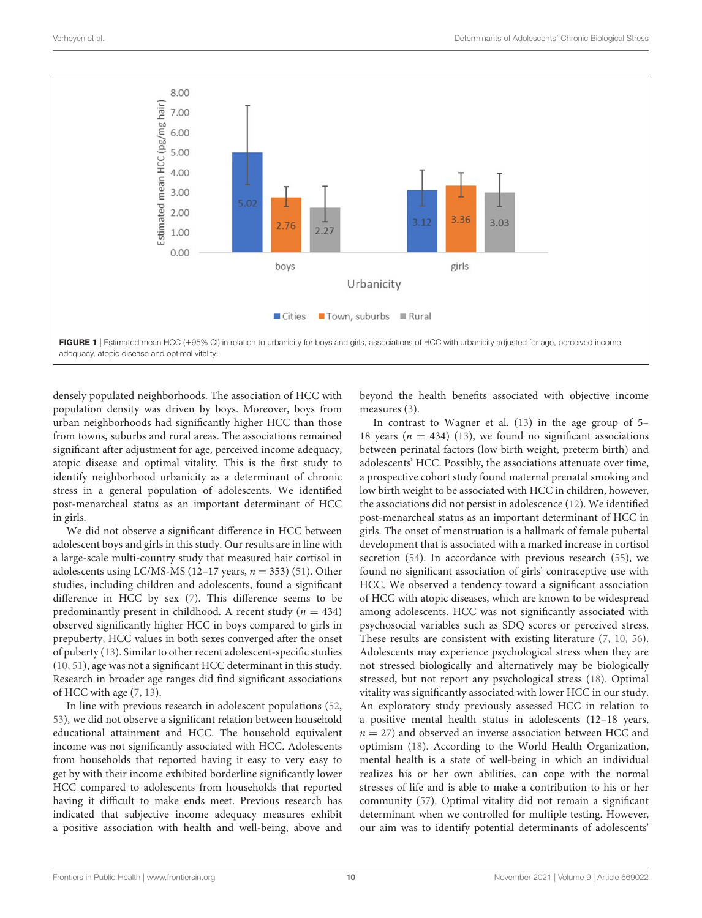FIGURE 1 | Estimated mean HCC (±95% CI) in relation to urbanicity for boys and girls, associations of HCC with urbanicity adjusted for age, perceived income adequacy, atopic disease and optimal vitality.

densely populated neighborhoods. The association of HCC with population density was driven by boys. Moreover, boys from urban neighborhoods had significantly higher HCC than those from towns, suburbs and rural areas. The associations remained significant after adjustment for age, perceived income adequacy, atopic disease and optimal vitality. This is the first study to identify neighborhood urbanicity as a determinant of chronic stress in a general population of adolescents. We identified post-menarcheal status as an important determinant of HCC in girls.

We did not observe a significant difference in HCC between adolescent boys and girls in this study. Our results are in line with a large-scale multi-country study that measured hair cortisol in adolescents using LC/MS-MS (12–17 years, $n = 353$) (51). Other studies, including children and adolescents, found a significant difference in HCC by sex (7). This difference seems to be predominantly present in childhood. A recent study ($n = 434$) observed significantly higher HCC in boys compared to girls in prepuberty, HCC values in both sexes converged after the onset of puberty (13). Similar to other recent adolescent-specific studies (10, 51), age was not a significant HCC determinant in this study. Research in broader age ranges did find significant associations of HCC with age (7, 13).

In line with previous research in adolescent populations (52, 53), we did not observe a significant relation between household educational attainment and HCC. The household equivalent income was not significantly associated with HCC. Adolescents from households that reported having it easy to very easy to get by with their income exhibited borderline significantly lower HCC compared to adolescents from households that reported having it difficult to make ends meet. Previous research has indicated that subjective income adequacy measures exhibit a positive association with health and well-being, above and beyond the health benefits associated with objective income measures (3).

In contrast to Wagner et al. (13) in the age group of 5–18 years ($n = 434$) (13), we found no significant associations between perinatal factors (low birth weight, preterm birth) and adolescents' HCC. Possibly, the associations attenuate over time, a prospective cohort study found maternal prenatal smoking and low birth weight to be associated with HCC in children, however, the associations did not persist in adolescence (12). We identified post-menarcheal status as an important determinant of HCC in girls. The onset of menstruation is a hallmark of female pubertal development that is associated with a marked increase in cortisol secretion (54). In accordance with previous research (55), we found no significant association of girls' contraceptive use with HCC. We observed a tendency toward a significant association of HCC with atopic diseases, which are known to be widespread among adolescents. HCC was not significantly associated with psychosocial variables such as SDQ scores or perceived stress. These results are consistent with existing literature (7, 10, 56). Adolescents may experience psychological stress when they are not stressed biologically and alternatively may be biologically stressed, but not report any psychological stress (18). Optimal vitality was significantly associated with lower HCC in our study. An exploratory study previously assessed HCC in relation to a positive mental health status in adolescents (12–18 years, $n = 27$) and observed an inverse association between HCC and optimism (18). According to the World Health Organization, mental health is a state of well-being in which an individual realizes his or her own abilities, can cope with the normal stresses of life and is able to make a contribution to his or her community (57). Optimal vitality did not remain a significant determinant when we controlled for multiple testing. However, our aim was to identify potential determinants of adolescents'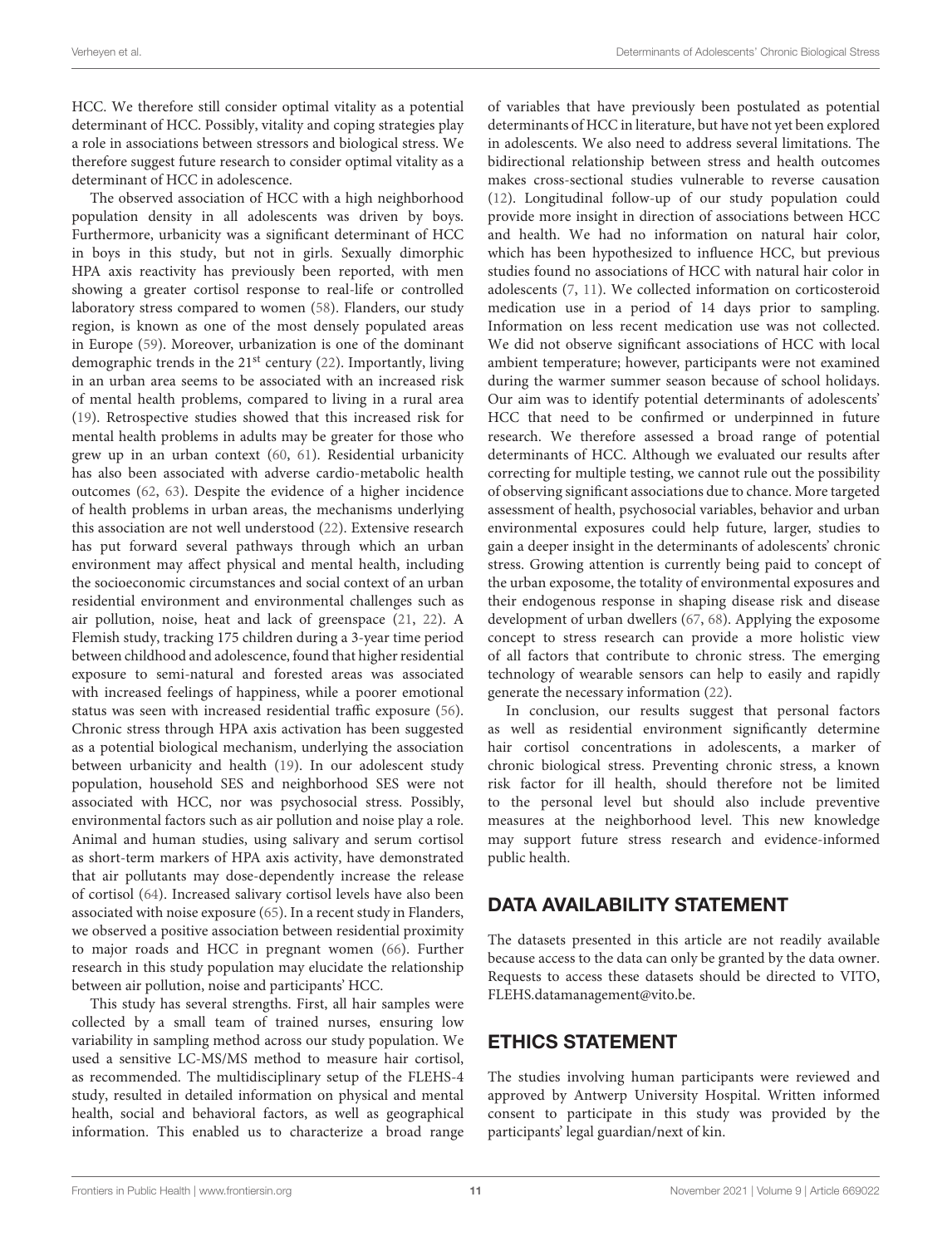HCC. We therefore still consider optimal vitality as a potential determinant of HCC. Possibly, vitality and coping strategies play a role in associations between stressors and biological stress. We therefore suggest future research to consider optimal vitality as a determinant of HCC in adolescence.

The observed association of HCC with a high neighborhood population density in all adolescents was driven by boys. Furthermore, urbanicity was a significant determinant of HCC in boys in this study, but not in girls. Sexually dimorphic HPA axis reactivity has previously been reported, with men showing a greater cortisol response to real-life or controlled laboratory stress compared to women (58). Flanders, our study region, is known as one of the most densely populated areas in Europe (59). Moreover, urbanization is one of the dominant demographic trends in the 21st century (22). Importantly, living in an urban area seems to be associated with an increased risk of mental health problems, compared to living in a rural area (19). Retrospective studies showed that this increased risk for mental health problems in adults may be greater for those who grew up in an urban context (60, 61). Residential urbanicity has also been associated with adverse cardio-metabolic health outcomes (62, 63). Despite the evidence of a higher incidence of health problems in urban areas, the mechanisms underlying this association are not well understood (22). Extensive research has put forward several pathways through which an urban environment may affect physical and mental health, including the socioeconomic circumstances and social context of an urban residential environment and environmental challenges such as air pollution, noise, heat and lack of greenspace (21, 22). A Flemish study, tracking 175 children during a 3-year time period between childhood and adolescence, found that higher residential exposure to semi-natural and forested areas was associated with increased feelings of happiness, while a poorer emotional status was seen with increased residential traffic exposure (56). Chronic stress through HPA axis activation has been suggested as a potential biological mechanism, underlying the association between urbanicity and health (19). In our adolescent study population, household SES and neighborhood SES were not associated with HCC, nor was psychosocial stress. Possibly, environmental factors such as air pollution and noise play a role. Animal and human studies, using salivary and serum cortisol as short-term markers of HPA axis activity, have demonstrated that air pollutants may dose-dependently increase the release of cortisol (64). Increased salivary cortisol levels have also been associated with noise exposure (65). In a recent study in Flanders, we observed a positive association between residential proximity to major roads and HCC in pregnant women (66). Further research in this study population may elucidate the relationship between air pollution, noise and participants' HCC.

This study has several strengths. First, all hair samples were collected by a small team of trained nurses, ensuring low variability in sampling method across our study population. We used a sensitive LC-MS/MS method to measure hair cortisol, as recommended. The multidisciplinary setup of the FLEHS-4 study, resulted in detailed information on physical and mental health, social and behavioral factors, as well as geographical information. This enabled us to characterize a broad range of variables that have previously been postulated as potential determinants of HCC in literature, but have not yet been explored in adolescents. We also need to address several limitations. The bidirectional relationship between stress and health outcomes makes cross-sectional studies vulnerable to reverse causation (12). Longitudinal follow-up of our study population could provide more insight in direction of associations between HCC and health. We had no information on natural hair color, which has been hypothesized to influence HCC, but previous studies found no associations of HCC with natural hair color in adolescents (7, 11). We collected information on corticosteroid medication use in a period of 14 days prior to sampling. Information on less recent medication use was not collected. We did not observe significant associations of HCC with local ambient temperature; however, participants were not examined during the warmer summer season because of school holidays. Our aim was to identify potential determinants of adolescents' HCC that need to be confirmed or underpinned in future research. We therefore assessed a broad range of potential determinants of HCC. Although we evaluated our results after correcting for multiple testing, we cannot rule out the possibility of observing significant associations due to chance. More targeted assessment of health, psychosocial variables, behavior and urban environmental exposures could help future, larger, studies to gain a deeper insight in the determinants of adolescents' chronic stress. Growing attention is currently being paid to concept of the urban exposome, the totality of environmental exposures and their endogenous response in shaping disease risk and disease development of urban dwellers (67, 68). Applying the exposome concept to stress research can provide a more holistic view of all factors that contribute to chronic stress. The emerging technology of wearable sensors can help to easily and rapidly generate the necessary information (22).

In conclusion, our results suggest that personal factors as well as residential environment significantly determine hair cortisol concentrations in adolescents, a marker of chronic biological stress. Preventing chronic stress, a known risk factor for ill health, should therefore not be limited to the personal level but should also include preventive measures at the neighborhood level. This new knowledge may support future stress research and evidence-informed public health.

## DATA AVAILABILITY STATEMENT

The datasets presented in this article are not readily available because access to the data can only be granted by the data owner. Requests to access these datasets should be directed to VITO, FLEHS.datamanagement@vito.be.

## ETHICS STATEMENT

The studies involving human participants were reviewed and approved by Antwerp University Hospital. Written informed consent to participate in this study was provided by the participants' legal guardian/next of kin.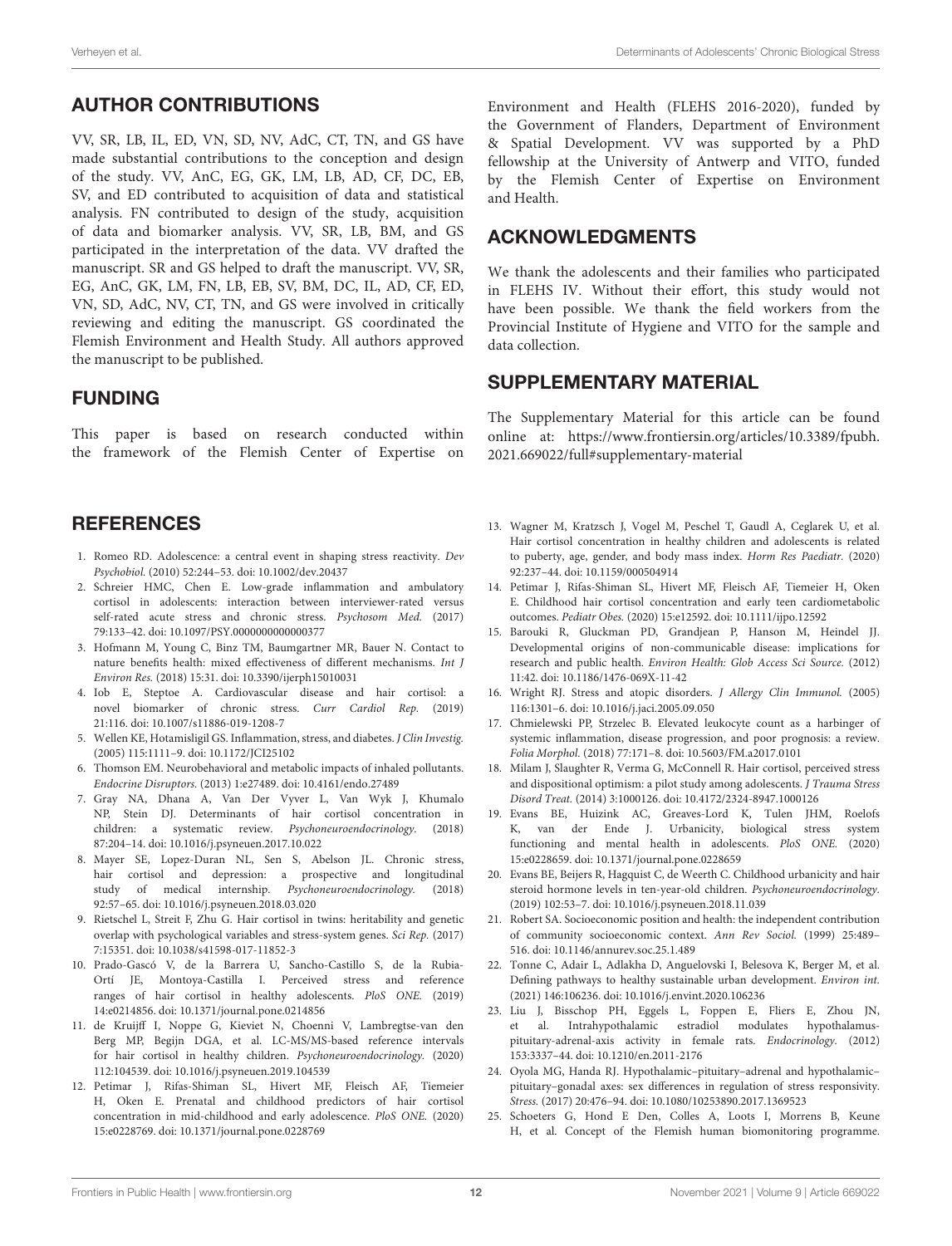## AUTHOR CONTRIBUTIONS

VV, SR, LB, IL, ED, VN, SD, NV, AdC, CT, TN, and GS have made substantial contributions to the conception and design of the study. VV, AnC, EG, GK, LM, LB, AD, CF, DC, EB, SV, and ED contributed to acquisition of data and statistical analysis. FN contributed to design of the study, acquisition of data and biomarker analysis. VV, SR, LB, BM, and GS participated in the interpretation of the data. VV drafted the manuscript. SR and GS helped to draft the manuscript. VV, SR, EG, AnC, GK, LM, FN, LB, EB, SV, BM, DC, IL, AD, CF, ED, VN, SD, AdC, NV, CT, TN, and GS were involved in critically reviewing and editing the manuscript. GS coordinated the Flemish Environment and Health Study. All authors approved the manuscript to be published.

## FUNDING

This paper is based on research conducted within the framework of the Flemish Center of Expertise on Environment and Health (FLEHS 2016-2020), funded by the Government of Flanders, Department of Environment & Spatial Development. VV was supported by a PhD fellowship at the University of Antwerp and VITO, funded by the Flemish Center of Expertise on Environment and Health.

## ACKNOWLEDGMENTS

We thank the adolescents and their families who participated in FLEHS IV. Without their effort, this study would not have been possible. We thank the field workers from the Provincial Institute of Hygiene and VITO for the sample and data collection.

## SUPPLEMENTARY MATERIAL

The Supplementary Material for this article can be found online at: https://www.frontiersin.org/articles/10.3389/fpubh.2021.669022/full#supplementary-material

## REFERENCES

1. Romeo RD. Adolescence: a central event in shaping stress reactivity. *Dev Psychobiol.* (2010) 52:244–53. doi: 10.1002/dev.20437
2. Schreier HMC, Chen E. Low-grade inflammation and ambulatory cortisol in adolescents: interaction between interviewer-rated versus self-rated acute stress and chronic stress. *Psychosom Med.* (2017) 79:133–42. doi: 10.1097/PSY.0000000000000377
3. Hofmann M, Young C, Binz TM, Baumgartner MR, Bauer N. Contact to nature benefits health: mixed effectiveness of different mechanisms. *Int J Environ Res.* (2018) 15:31. doi: 10.3390/ijerph15010031
4. Iob E, Steptoe A. Cardiovascular disease and hair cortisol: a novel biomarker of chronic stress. *Curr Cardiol Rep.* (2019) 21:116. doi: 10.1007/s11886-019-1208-7
5. Wellen KE, Hotamisligil GS. Inflammation, stress, and diabetes. *J Clin Investig.* (2005) 115:1111–9. doi: 10.1172/JCI25102
6. Thomson EM. Neurobehavioral and metabolic impacts of inhaled pollutants. *Endocrine Disruptors.* (2013) 1:e27489. doi: 10.4161/endo.27489
7. Gray NA, Dhana A, Van Der Vyver L, Van Wyk J, Khumalo NP, Stein DJ. Determinants of hair cortisol concentration in children: a systematic review. *Psychoneuroendocrinology.* (2018) 87:204–14. doi: 10.1016/j.psyneuen.2017.10.022
8. Mayer SE, Lopez-Duran NL, Sen S, Abelson JL. Chronic stress, hair cortisol and depression: a prospective and longitudinal study of medical internship. *Psychoneuroendocrinology.* (2018) 92:57–65. doi: 10.1016/j.psyneuen.2018.03.020
9. Rietschel L, Streit F, Zhu G. Hair cortisol in twins: heritability and genetic overlap with psychological variables and stress-system genes. *Sci Rep.* (2017) 7:15351. doi: 10.1038/s41598-017-11852-3
10. Prado-Gascó V, de la Barrera U, Sancho-Castillo S, de la Rubia-Ortí JE, Montoya-Castilla I. Perceived stress and reference ranges of hair cortisol in healthy adolescents. *PloS ONE.* (2019) 14:e0214856. doi: 10.1371/journal.pone.0214856
11. de Kruijff I, Noppe G, Kieviet N, Choenni V, Lambregtse-van den Berg MP, Begijn DGA, et al. LC-MS/MS-based reference intervals for hair cortisol in healthy children. *Psychoneuroendocrinology.* (2020) 112:104539. doi: 10.1016/j.psyneuen.2019.104539
12. Petimar J, Rifas-Shiman SL, Hivert MF, Fleisch AF, Tiemeier H, Oken E. Prenatal and childhood predictors of hair cortisol concentration in mid-childhood and early adolescence. *PloS ONE.* (2020) 15:e0228769. doi: 10.1371/journal.pone.0228769
13. Wagner M, Kratzsch J, Vogel M, Peschel T, Gaudl A, Ceglarek U, et al. Hair cortisol concentration in healthy children and adolescents is related to puberty, age, gender, and body mass index. *Horm Res Paediatr.* (2020) 92:237–44. doi: 10.1159/000504914
14. Petimar J, Rifas-Shiman SL, Hivert MF, Fleisch AF, Tiemeier H, Oken E. Childhood hair cortisol concentration and early teen cardiometabolic outcomes. *Pediatr Obes.* (2020) 15:e12592. doi: 10.1111/ijpo.12592
15. Barouki R, Gluckman PD, Grandjean P, Hanson M, Heindel JJ. Developmental origins of non-communicable disease: implications for research and public health. *Environ Health: Glob Access Sci Source.* (2012) 11:42. doi: 10.1186/1476-069X-11-42
16. Wright RJ. Stress and atopic disorders. *J Allergy Clin Immunol.* (2005) 116:1301–6. doi: 10.1016/j.jaci.2005.09.050
17. Chmielewski PP, Strzelec B. Elevated leukocyte count as a harbinger of systemic inflammation, disease progression, and poor prognosis: a review. *Folia Morphol.* (2018) 77:171–8. doi: 10.5603/FM.a2017.0101
18. Milam J, Slaughter R, Verma G, McConnell R. Hair cortisol, perceived stress and dispositional optimism: a pilot study among adolescents. *J Trauma Stress Disord Treat.* (2014) 3:1000126. doi: 10.4172/2324-8947.1000126
19. Evans BE, Huizink AC, Greaves-Lord K, Tulen JHM, Roelofs K, van der Ende J. Urbanicity, biological stress system functioning and mental health in adolescents. *PloS ONE.* (2020) 15:e0228659. doi: 10.1371/journal.pone.0228659
20. Evans BE, Beijers R, Hagquist C, de Weerth C. Childhood urbanicity and hair steroid hormone levels in ten-year-old children. *Psychoneuroendocrinology.* (2019) 102:53–7. doi: 10.1016/j.psyneuen.2018.11.039
21. Robert SA. Socioeconomic position and health: the independent contribution of community socioeconomic context. *Ann Rev Sociol.* (1999) 25:489–516. doi: 10.1146/annurev.soc.25.1.489
22. Tonne C, Adair L, Adlakha D, Anguelovski I, Belesova K, Berger M, et al. Defining pathways to healthy sustainable urban development. *Environ int.* (2021) 146:106236. doi: 10.1016/j.envint.2020.106236
23. Liu J, Bisschop PH, Eggels L, Foppen E, Fliers E, Zhou JN, et al. Intrahypothalamic estradiol modulates hypothalamus-pituitary-adrenal-axis activity in female rats. *Endocrinology.* (2012) 153:3337–44. doi: 10.1210/en.2011-2176
24. Oyola MG, Handa RJ. Hypothalamic–pituitary–adrenal and hypothalamic–pituitary–gonadal axes: sex differences in regulation of stress responsivity. *Stress.* (2017) 20:476–94. doi: 10.1080/10253890.2017.1369523
25. Schoeters G, Hond E Den, Colles A, Loots I, Morrens B, Keune H, et al. Concept of the Flemish human biomonitoring programme.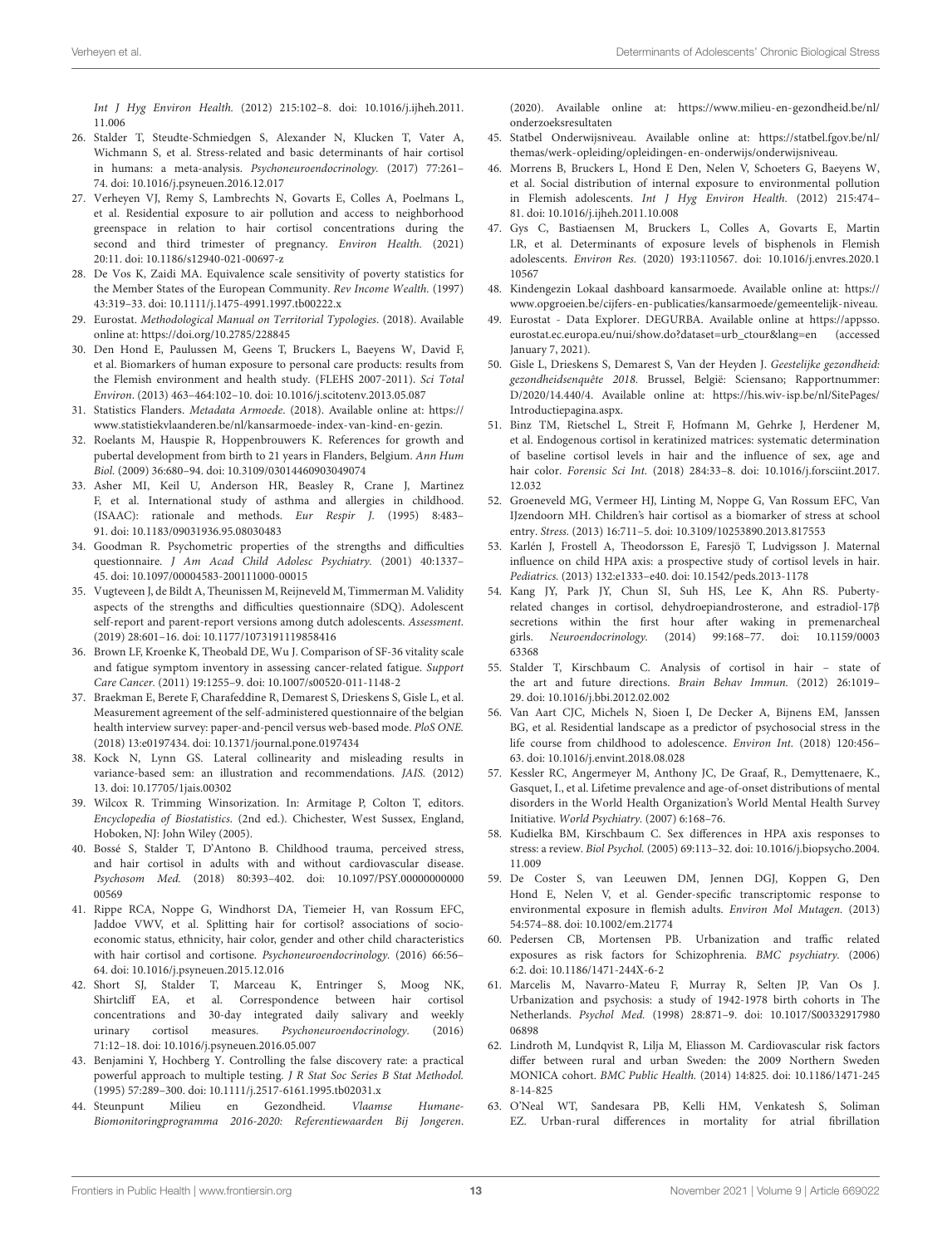*Int J Hyg Environ Health.* (2012) 215:102–8. doi: 10.1016/j.ijheh.2011.11.006

26. Stalder T, Steudte-Schmiedgen S, Alexander N, Klucken T, Vater A, Wichmann S, et al. Stress-related and basic determinants of hair cortisol in humans: a meta-analysis. *Psychoneuroendocrinology.* (2017) 77:261–74. doi: 10.1016/j.psyneuen.2016.12.017
27. Verheyen VJ, Remy S, Lambrechts N, Govarts E, Colles A, Poelmans L, et al. Residential exposure to air pollution and access to neighborhood greenspace in relation to hair cortisol concentrations during the second and third trimester of pregnancy. *Environ Health.* (2021) 20:11. doi: 10.1186/s12940-021-00697-z
28. De Vos K, Zaidi MA. Equivalence scale sensitivity of poverty statistics for the Member States of the European Community. *Rev Income Wealth.* (1997) 43:319–33. doi: 10.1111/j.1475-4991.1997.tb00222.x
29. Eurostat. *Methodological Manual on Territorial Typologies*. (2018). Available online at: https://doi.org/10.2785/228845
30. Den Hond E, Paulussen M, Geens T, Bruckers L, Baeyens W, David F, et al. Biomarkers of human exposure to personal care products: results from the Flemish environment and health study. (FLEHS 2007-2011). *Sci Total Environ*. (2013) 463–464:102–10. doi: 10.1016/j.scitotenv.2013.05.087
31. Statistics Flanders. *Metadata Armoede*. (2018). Available online at: https://www.statistiekvlaanderen.be/nl/kansarmoede-index-van-kind-en-gezin.
32. Roelants M, Hauspie R, Hoppenbrouwers K. References for growth and pubertal development from birth to 21 years in Flanders, Belgium. *Ann Hum Biol.* (2009) 36:680–94. doi: 10.3109/03014460903049074
33. Asher MI, Keil U, Anderson HR, Beasley R, Crane J, Martinez F, et al. International study of asthma and allergies in childhood. (ISAAC): rationale and methods. *Eur Respir J.* (1995) 8:483–91. doi: 10.1183/09031936.95.08030483
34. Goodman R. Psychometric properties of the strengths and difficulties questionnaire. *J Am Acad Child Adolesc Psychiatry.* (2001) 40:1337–45. doi: 10.1097/00004583-200111000-00015
35. Vugteveen J, de Bildt A, Theunissen M, Reijneveld M, Timmerman M. Validity aspects of the strengths and difficulties questionnaire (SDQ). Adolescent self-report and parent-report versions among dutch adolescents. *Assessment.* (2019) 28:601–16. doi: 10.1177/1073191119858416
36. Brown LF, Kroenke K, Theobald DE, Wu J. Comparison of SF-36 vitality scale and fatigue symptom inventory in assessing cancer-related fatigue. *Support Care Cancer.* (2011) 19:1255–9. doi: 10.1007/s00520-011-1148-2
37. Braekman E, Berete F, Charafeddine R, Demarest S, Drieskens S, Gisle L, et al. Measurement agreement of the self-administered questionnaire of the belgian health interview survey: paper-and-pencil versus web-based mode. *PloS ONE.* (2018) 13:e0197434. doi: 10.1371/journal.pone.0197434
38. Kock N, Lynn GS. Lateral collinearity and misleading results in variance-based sem: an illustration and recommendations. *JAIS.* (2012) 13. doi: 10.17705/1jais.00302
39. Wilcox R. Trimming Winsorization. In: Armitage P, Colton T, editors. *Encyclopedia of Biostatistics*. (2nd ed.). Chichester, West Sussex, England, Hoboken, NJ: John Wiley (2005).
40. Bossé S, Stalder T, D'Antono B. Childhood trauma, perceived stress, and hair cortisol in adults with and without cardiovascular disease. *Psychosom Med.* (2018) 80:393–402. doi: 10.1097/PSY.0000000000000569
41. Rippe RCA, Noppe G, Windhorst DA, Tiemeier H, van Rossum EFC, Jaddoe VWV, et al. Splitting hair for cortisol? associations of socio-economic status, ethnicity, hair color, gender and other child characteristics with hair cortisol and cortisone. *Psychoneuroendocrinology.* (2016) 66:56–64. doi: 10.1016/j.psyneuen.2015.12.016
42. Short SJ, Stalder T, Marceau K, Entringer S, Moog NK, Shirtcliff EA, et al. Correspondence between hair cortisol concentrations and 30-day integrated daily salivary and weekly urinary cortisol measures. *Psychoneuroendocrinology.* (2016) 71:12–18. doi: 10.1016/j.psyneuen.2016.05.007
43. Benjamini Y, Hochberg Y. Controlling the false discovery rate: a practical powerful approach to multiple testing. *J R Stat Soc Series B Stat Methodol.* (1995) 57:289–300. doi: 10.1111/j.2517-6161.1995.tb02031.x
44. Steunpunt Milieu en Gezondheid. *Vlaamse Humane-Biomonitoringprogramma 2016-2020: Referentiewaarden Bij Jongeren*. (2020). Available online at: https://www.milieu-en-gezondheid.be/nl/onderzoeksresultaten
45. Statbel Onderwijsniveau. Available online at: https://statbel.fgov.be/nl/themas/werk-opleiding/opleidingen-en-onderwijs/onderwijsniveau.
46. Morrens B, Bruckers L, Hond E Den, Nelen V, Schoeters G, Baeyens W, et al. Social distribution of internal exposure to environmental pollution in Flemish adolescents. *Int J Hyg Environ Health.* (2012) 215:474–81. doi: 10.1016/j.ijheh.2011.10.008
47. Gys C, Bastiaensen M, Bruckers L, Colles A, Govarts E, Martin LR, et al. Determinants of exposure levels of bisphenols in Flemish adolescents. *Environ Res.* (2020) 193:110567. doi: 10.1016/j.envres.2020.110567
48. Kindengezin Lokaal dashboard kansarmoede. Available online at: https://www.opgroeien.be/cijfers-en-publicaties/kansarmoede/gemeentelijk-niveau.
49. Eurostat - Data Explorer. DEGURBA. Available online at https://appsso.eurostat.ec.europa.eu/nui/show.do?dataset=urb_ctour&lang=en (accessed January 7, 2021).
50. Gisle L, Drieskens S, Demarest S, Van der Heyden J. *Geestelijke gezondheid: gezondheidsenquête 2018*. Brussel, België: Sciensano; Rapportnummer: D/2020/14.440/4. Available online at: https://his.wiv-isp.be/nl/SitePages/Introductiepagina.aspx.
51. Binz TM, Rietschel L, Streit F, Hofmann M, Gehrke J, Herdener M, et al. Endogenous cortisol in keratinized matrices: systematic determination of baseline cortisol levels in hair and the influence of sex, age and hair color. *Forensic Sci Int.* (2018) 284:33–8. doi: 10.1016/j.forsciint.2017.12.032
52. Groeneveld MG, Vermeer HJ, Linting M, Noppe G, Van Rossum EFC, Van IJzendoorn MH. Children's hair cortisol as a biomarker of stress at school entry. *Stress.* (2013) 16:711–5. doi: 10.3109/10253890.2013.817553
53. Karlén J, Frostell A, Theodorsson E, Faresjö T, Ludvigsson J. Maternal influence on child HPA axis: a prospective study of cortisol levels in hair. *Pediatrics.* (2013) 132:e1333–e40. doi: 10.1542/peds.2013-1178
54. Kang JY, Park JY, Chun SI, Suh HS, Lee K, Ahn RS. Puberty-related changes in cortisol, dehydroepiandrosterone, and estradiol-17β secretions within the first hour after waking in premenarcheal girls. *Neuroendocrinology.* (2014) 99:168–77. doi: 10.1159/000363368
55. Stalder T, Kirschbaum C. Analysis of cortisol in hair – state of the art and future directions. *Brain Behav Immun.* (2012) 26:1019–29. doi: 10.1016/j.bbi.2012.02.002
56. Van Aart CJC, Michels N, Sioen I, De Decker A, Bijnens EM, Janssen BG, et al. Residential landscape as a predictor of psychosocial stress in the life course from childhood to adolescence. *Environ Int.* (2018) 120:456–63. doi: 10.1016/j.envint.2018.08.028
57. Kessler RC, Angermeyer M, Anthony JC, De Graaf, R., Demyttenaere, K., Gasquet, I., et al. Lifetime prevalence and age-of-onset distributions of mental disorders in the World Health Organization's World Mental Health Survey Initiative. *World Psychiatry.* (2007) 6:168–76.
58. Kudielka BM, Kirschbaum C. Sex differences in HPA axis responses to stress: a review. *Biol Psychol.* (2005) 69:113–32. doi: 10.1016/j.biopsycho.2004.11.009
59. De Coster S, van Leeuwen DM, Jennen DGJ, Koppen G, Den Hond E, Nelen V, et al. Gender-specific transcriptomic response to environmental exposure in flemish adults. *Environ Mol Mutagen.* (2013) 54:574–88. doi: 10.1002/em.21774
60. Pedersen CB, Mortensen PB. Urbanization and traffic related exposures as risk factors for Schizophrenia. *BMC psychiatry.* (2006) 6:2. doi: 10.1186/1471-244X-6-2
61. Marcelis M, Navarro-Mateu F, Murray R, Selten JP, Van Os J. Urbanization and psychosis: a study of 1942-1978 birth cohorts in The Netherlands. *Psychol Med.* (1998) 28:871–9. doi: 10.1017/S0033291798006898
62. Lindroth M, Lundqvist R, Lilja M, Eliasson M. Cardiovascular risk factors differ between rural and urban Sweden: the 2009 Northern Sweden MONICA cohort. *BMC Public Health.* (2014) 14:825. doi: 10.1186/1471-2458-14-825
63. O'Neal WT, Sandesara PB, Kelli HM, Venkatesh S, Soliman EZ. Urban-rural differences in mortality for atrial fibrillation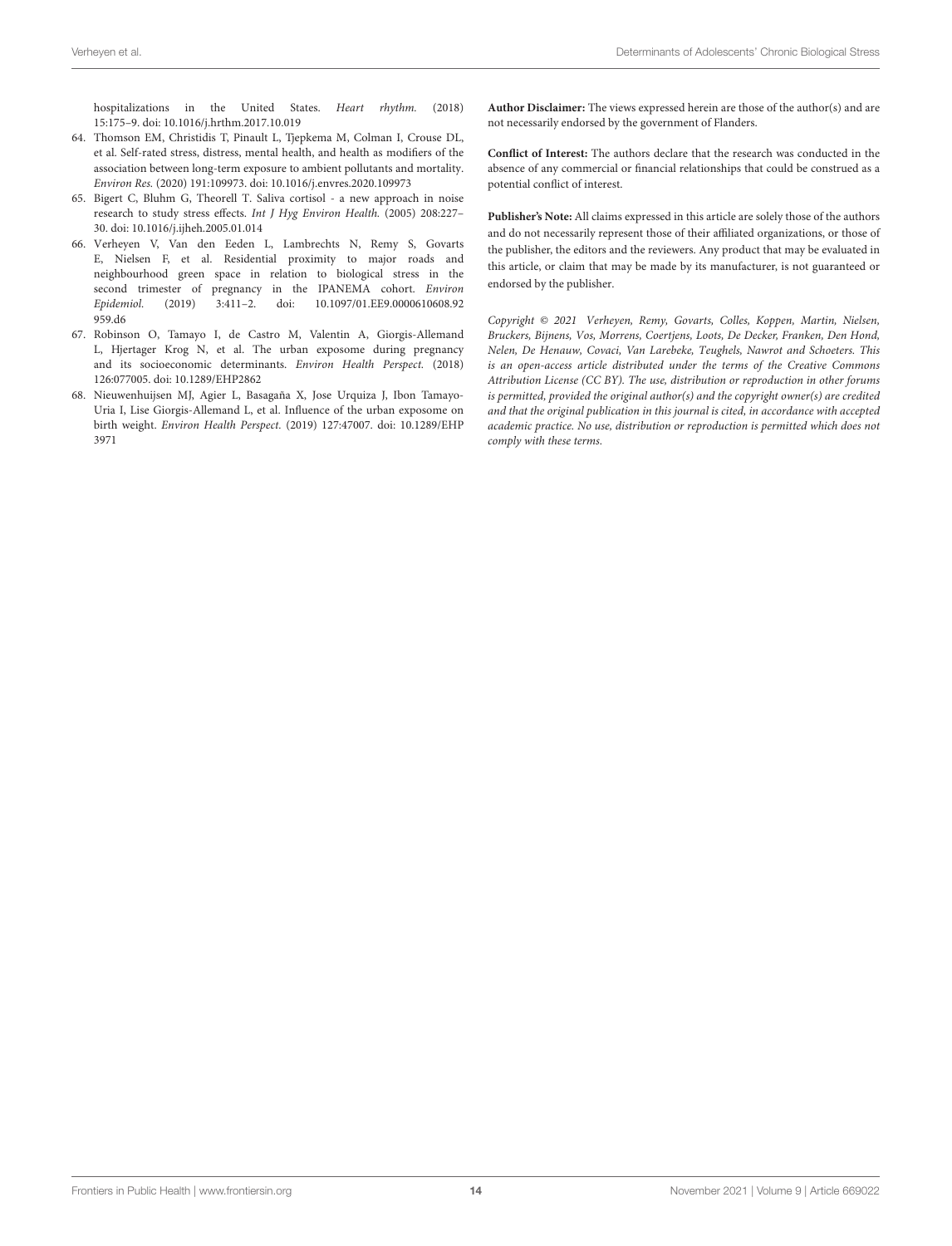hospitalizations in the United States. *Heart rhythm.* (2018) 15:175–9. doi: 10.1016/j.hrthm.2017.10.019

64. Thomson EM, Christidis T, Pinault L, Tjepkema M, Colman I, Crouse DL, et al. Self-rated stress, distress, mental health, and health as modifiers of the association between long-term exposure to ambient pollutants and mortality. *Environ Res.* (2020) 191:109973. doi: 10.1016/j.envres.2020.109973
65. Bigert C, Bluhm G, Theorell T. Saliva cortisol - a new approach in noise research to study stress effects. *Int J Hyg Environ Health.* (2005) 208:227–30. doi: 10.1016/j.ijheh.2005.01.014
66. Verheyen V, Van den Eeden L, Lambrechts N, Remy S, Govarts E, Nielsen F, et al. Residential proximity to major roads and neighbourhood green space in relation to biological stress in the second trimester of pregnancy in the IPANEMA cohort. *Environ Epidemiol.* (2019) 3:411–2. doi: 10.1097/01.EE9.0000610608.92959.d6
67. Robinson O, Tamayo I, de Castro M, Valentin A, Giorgis-Allemand L, Hjertager Krog N, et al. The urban exposome during pregnancy and its socioeconomic determinants. *Environ Health Perspect.* (2018) 126:077005. doi: 10.1289/EHP2862
68. Nieuwenhuijsen MJ, Agier L, Basagaña X, Jose Urquiza J, Ibon Tamayo-Uria I, Lise Giorgis-Allemand L, et al. Influence of the urban exposome on birth weight. *Environ Health Perspect.* (2019) 127:47007. doi: 10.1289/EHP3971

**Author Disclaimer:** The views expressed herein are those of the author(s) and are not necessarily endorsed by the government of Flanders.

**Conflict of Interest:** The authors declare that the research was conducted in the absence of any commercial or financial relationships that could be construed as a potential conflict of interest.

**Publisher's Note:** All claims expressed in this article are solely those of the authors and do not necessarily represent those of their affiliated organizations, or those of the publisher, the editors and the reviewers. Any product that may be evaluated in this article, or claim that may be made by its manufacturer, is not guaranteed or endorsed by the publisher.

*Copyright © 2021 Verheyen, Remy, Govarts, Colles, Koppen, Martin, Nielsen, Bruckers, Bijnens, Vos, Morrens, Coertjens, Loots, De Decker, Franken, Den Hond, Nelen, De Henauw, Covaci, Van Larebeke, Teughels, Nawrot and Schoeters. This is an open-access article distributed under the terms of the Creative Commons Attribution License (CC BY). The use, distribution or reproduction in other forums is permitted, provided the original author(s) and the copyright owner(s) are credited and that the original publication in this journal is cited, in accordance with accepted academic practice. No use, distribution or reproduction is permitted which does not comply with these terms.*